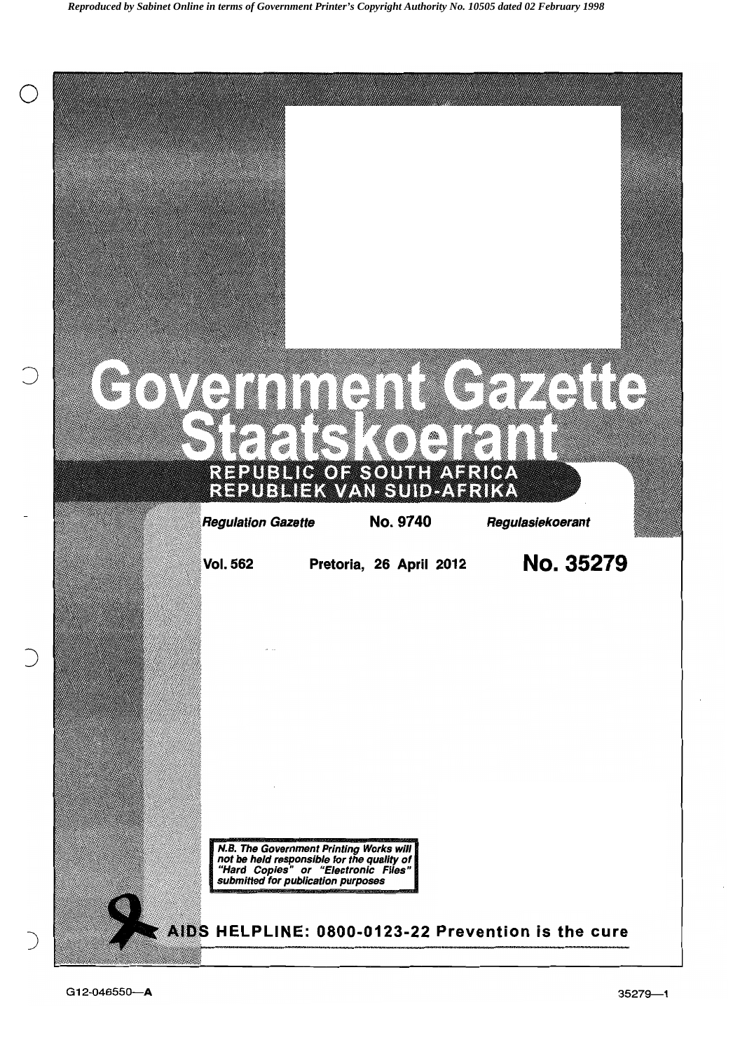# Government Gazette
# Staatskoerant

## REPUBLIC OF SOUTH AFRICA
## REPUBLIEK VAN SUID-AFRIKA

*Regulation Gazette* **No. 9740** *Regulasiekoerant*

**Vol. 562** **Pretoria, 26 April 2012** **No. 35279**

***N.B. The Government Printing Works will not be held responsible for the quality of "Hard Copies" or "Electronic Files" submitted for publication purposes***

**AIDS HELPLINE: 0800-0123-22 Prevention is the cure**

G12-046550—A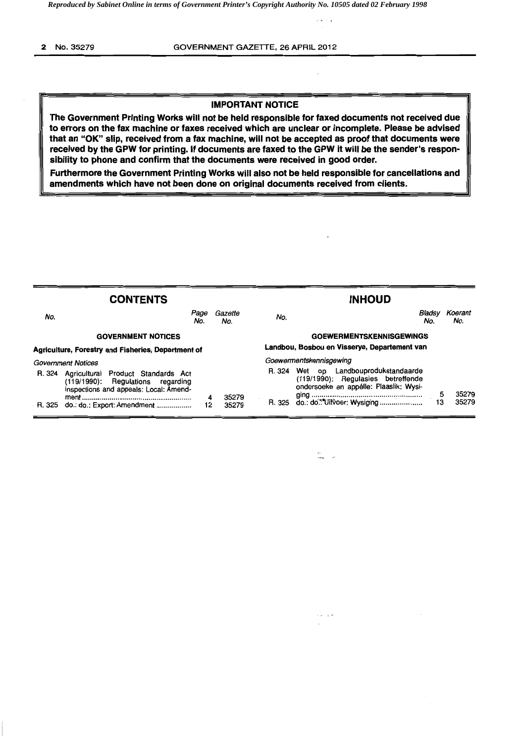**IMPORTANT NOTICE**

**The Government Printing Works will not be held responsible for faxed documents not received due to errors on the fax machine or faxes received which are unclear or incomplete. Please be advised that an "OK" slip, received from a fax machine, will not be accepted as proof that documents were received by the GPW for printing. If documents are faxed to the GPW it will be the sender's responsibility to phone and confirm that the documents were received in good order.**

**Furthermore the Government Printing Works will also not be held responsible for cancellations and amendments which have not been done on original documents received from clients.**

## CONTENTS

| No. | | Page No. | Gazette No. |
|---|---|---|---|
| | **GOVERNMENT NOTICES** | | |
| | **Agriculture, Forestry and Fisheries, Department of** | | |
| | *Government Notices* | | |
| R. 324 | Agricultural Product Standards Act (119/1990): Regulations regarding inspections and appeals: Local: Amendment | 4 | 35279 |
| R. 325 | do.: do.: Export: Amendment | 12 | 35279 |

## INHOUD

| No. | | Bladsy No. | Koerant No. |
|---|---|---|---|
| | **GOEWERMENTSKENNISGEWINGS** | | |
| | **Landbou, Bosbou en Visserye, Departement van** | | |
| | *Goewermentskennisgewing* | | |
| R. 324 | Wet op Landbouprodukstandaarde (119/1990): Regulasies betreffende ondersoeke en appèlle: Plaaslik: Wysiging | 5 | 35279 |
| R. 325 | do.: do.: Uitvoer: Wysiging | 13 | 35279 |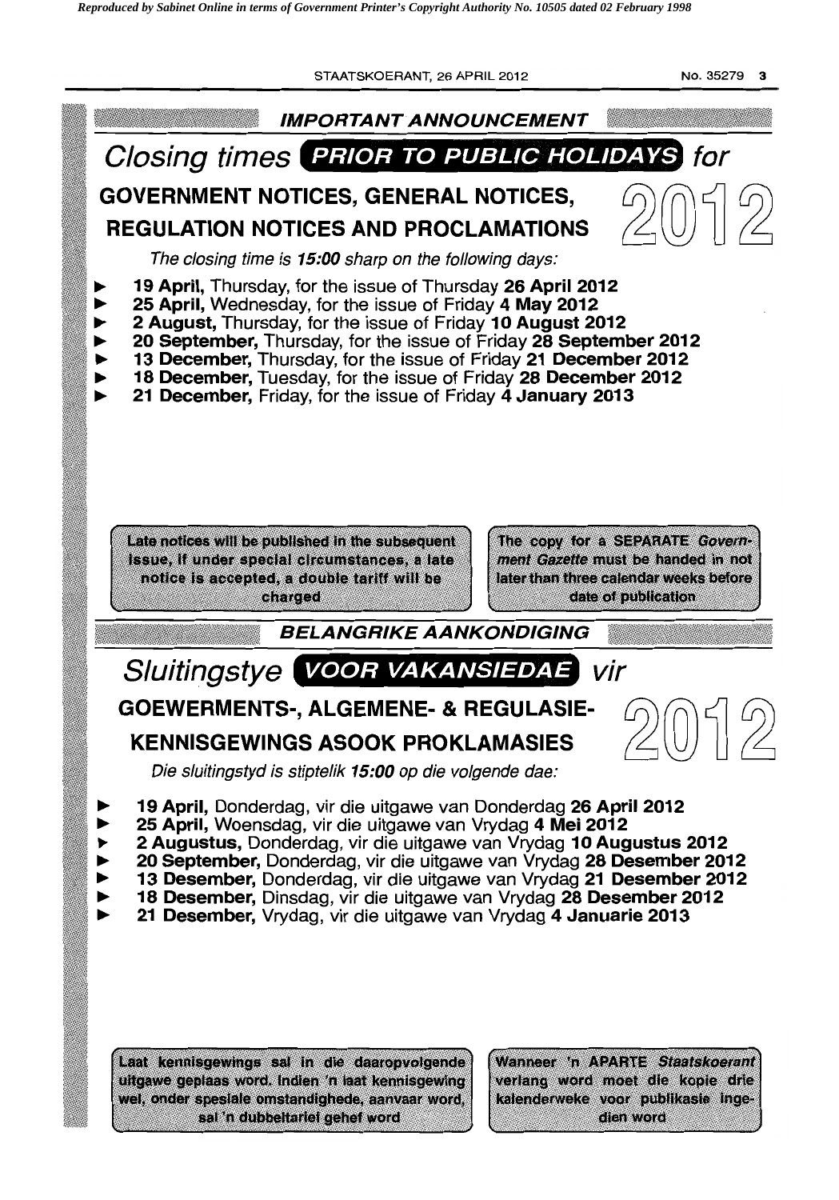## *IMPORTANT ANNOUNCEMENT*

# *Closing times* PRIOR TO PUBLIC HOLIDAYS *for*

## GOVERNMENT NOTICES, GENERAL NOTICES, REGULATION NOTICES AND PROCLAMATIONS

2012

*The closing time is **15:00** sharp on the following days:*

- **19 April,** Thursday, for the issue of Thursday **26 April 2012**
- **25 April,** Wednesday, for the issue of Friday **4 May 2012**
- **2 August,** Thursday, for the issue of Friday **10 August 2012**
- **20 September,** Thursday, for the issue of Friday **28 September 2012**
- **13 December,** Thursday, for the issue of Friday **21 December 2012**
- **18 December,** Tuesday, for the issue of Friday **28 December 2012**
- **21 December,** Friday, for the issue of Friday **4 January 2013**

Late notices will be published in the subsequent issue, if under special circumstances, a late notice is accepted, a double tariff will be charged

The copy for a SEPARATE *Government Gazette* must be handed in not later than three calendar weeks before date of publication

## *BELANGRIKE AANKONDIGING*

# *Sluitingstye* VOOR VAKANSIEDAE *vir*

## GOEWERMENTS-, ALGEMENE- & REGULASIE-KENNISGEWINGS ASOOK PROKLAMASIES

2012

*Die sluitingstyd is stiptelik **15:00** op die volgende dae:*

- **19 April,** Donderdag, vir die uitgawe van Donderdag **26 April 2012**
- **25 April,** Woensdag, vir die uitgawe van Vrydag **4 Mei 2012**
- **2 Augustus,** Donderdag, vir die uitgawe van Vrydag **10 Augustus 2012**
- **20 September,** Donderdag, vir die uitgawe van Vrydag **28 Desember 2012**
- **13 Desember,** Donderdag, vir die uitgawe van Vrydag **21 Desember 2012**
- **18 Desember,** Dinsdag, vir die uitgawe van Vrydag **28 Desember 2012**
- **21 Desember,** Vrydag, vir die uitgawe van Vrydag **4 Januarie 2013**

Laat kennisgewings sal in die daaropvolgende uitgawe geplaas word. Indien 'n laat kennisgewing wel, onder spesiale omstandighede, aanvaar word, sal 'n dubbeltarief gehef word

Wanneer 'n APARTE *Staatskoerant* verlang word moet die kopie drie kalenderweke voor publikasie ingedien word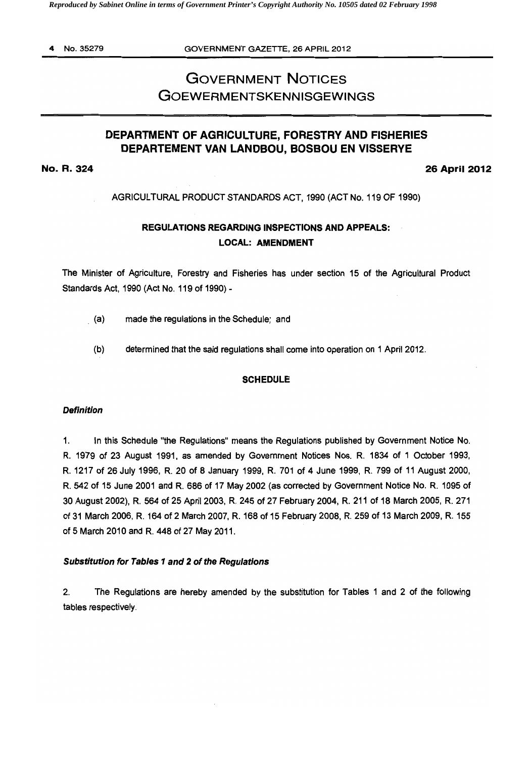# GOVERNMENT NOTICES
# GOEWERMENTSKENNISGEWINGS

## DEPARTMENT OF AGRICULTURE, FORESTRY AND FISHERIES
## DEPARTEMENT VAN LANDBOU, BOSBOU EN VISSERYE

**No. R. 324** **26 April 2012**

AGRICULTURAL PRODUCT STANDARDS ACT, 1990 (ACT No. 119 OF 1990)

**REGULATIONS REGARDING INSPECTIONS AND APPEALS: LOCAL: AMENDMENT**

The Minister of Agriculture, Forestry and Fisheries has under section 15 of the Agricultural Product Standards Act, 1990 (Act No. 119 of 1990) -

(a) made the regulations in the Schedule; and

(b) determined that the said regulations shall come into operation on 1 April 2012.

**SCHEDULE**

***Definition***

1. In this Schedule "the Regulations" means the Regulations published by Government Notice No. R. 1979 of 23 August 1991, as amended by Government Notices Nos. R. 1834 of 1 October 1993, R. 1217 of 26 July 1996, R. 20 of 8 January 1999, R. 701 of 4 June 1999, R. 799 of 11 August 2000, R. 542 of 15 June 2001 and R. 686 of 17 May 2002 (as corrected by Government Notice No. R. 1095 of 30 August 2002), R. 564 of 25 April 2003, R. 245 of 27 February 2004, R. 211 of 18 March 2005, R. 271 of 31 March 2006, R. 164 of 2 March 2007, R. 168 of 15 February 2008, R. 259 of 13 March 2009, R. 155 of 5 March 2010 and R. 448 of 27 May 2011.

***Substitution for Tables 1 and 2 of the Regulations***

2. The Regulations are hereby amended by the substitution for Tables 1 and 2 of the following tables respectively.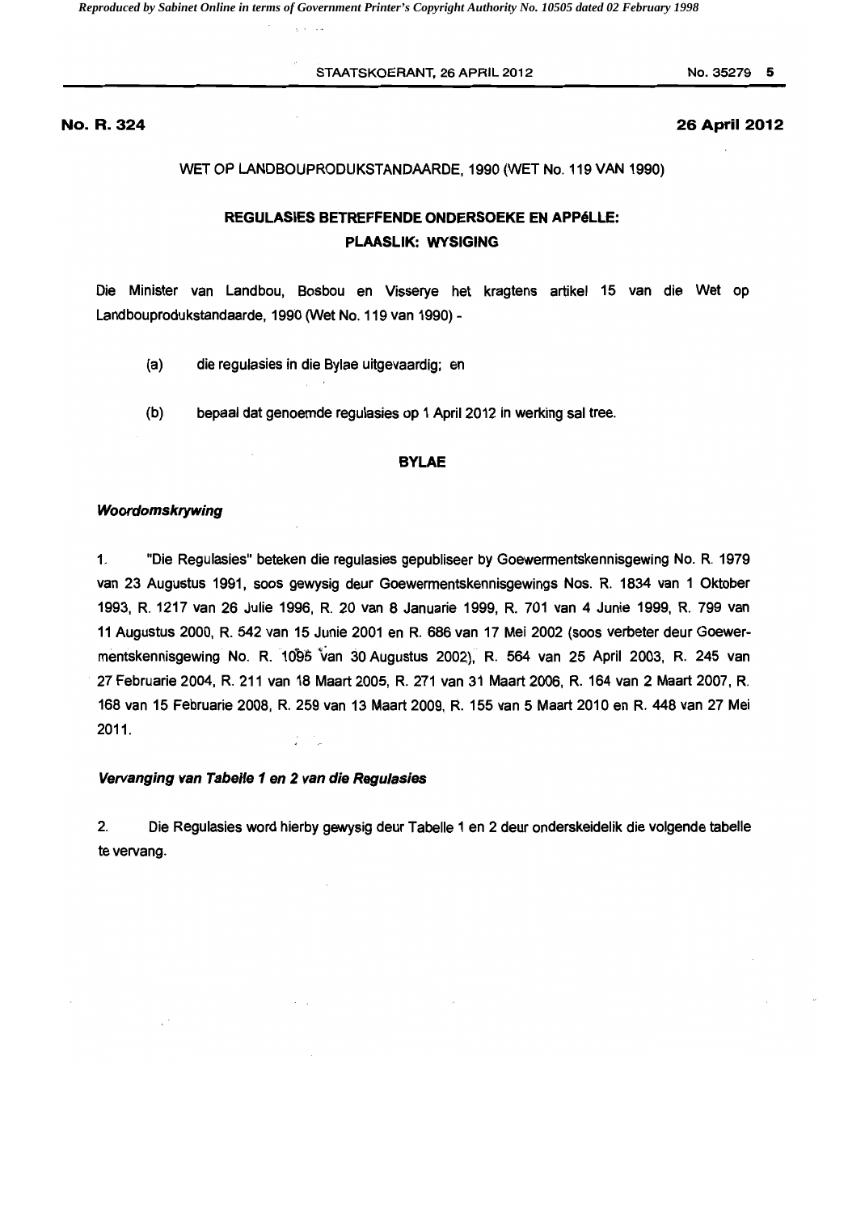**No. R. 324** **26 April 2012**

WET OP LANDBOUPRODUKSTANDAARDE, 1990 (WET No. 119 VAN 1990)

## REGULASIES BETREFFENDE ONDERSOEKE EN APPèLLE: PLAASLIK: WYSIGING

Die Minister van Landbou, Bosbou en Visserye het kragtens artikel 15 van die Wet op Landbouprodukstandaarde, 1990 (Wet No. 119 van 1990) -

(a) die regulasies in die Bylae uitgevaardig; en

(b) bepaal dat genoemde regulasies op 1 April 2012 in werking sal tree.

## BYLAE

### *Woordomskrywing*

1. "Die Regulasies" beteken die regulasies gepubliseer by Goewermentskennisgewing No. R. 1979 van 23 Augustus 1991, soos gewysig deur Goewermentskennisgewings Nos. R. 1834 van 1 Oktober 1993, R. 1217 van 26 Julie 1996, R. 20 van 8 Januarie 1999, R. 701 van 4 Junie 1999, R. 799 van 11 Augustus 2000, R. 542 van 15 Junie 2001 en R. 686 van 17 Mei 2002 (soos verbeter deur Goewermentskennisgewing No. R. 1095 van 30 Augustus 2002), R. 564 van 25 April 2003, R. 245 van 27 Februarie 2004, R. 211 van 18 Maart 2005, R. 271 van 31 Maart 2006, R. 164 van 2 Maart 2007, R. 168 van 15 Februarie 2008, R. 259 van 13 Maart 2009, R. 155 van 5 Maart 2010 en R. 448 van 27 Mei 2011.

### *Vervanging van Tabelle 1 en 2 van die Regulasies*

2. Die Regulasies word hierby gewysig deur Tabelle 1 en 2 deur onderskeidelik die volgende tabelle te vervang.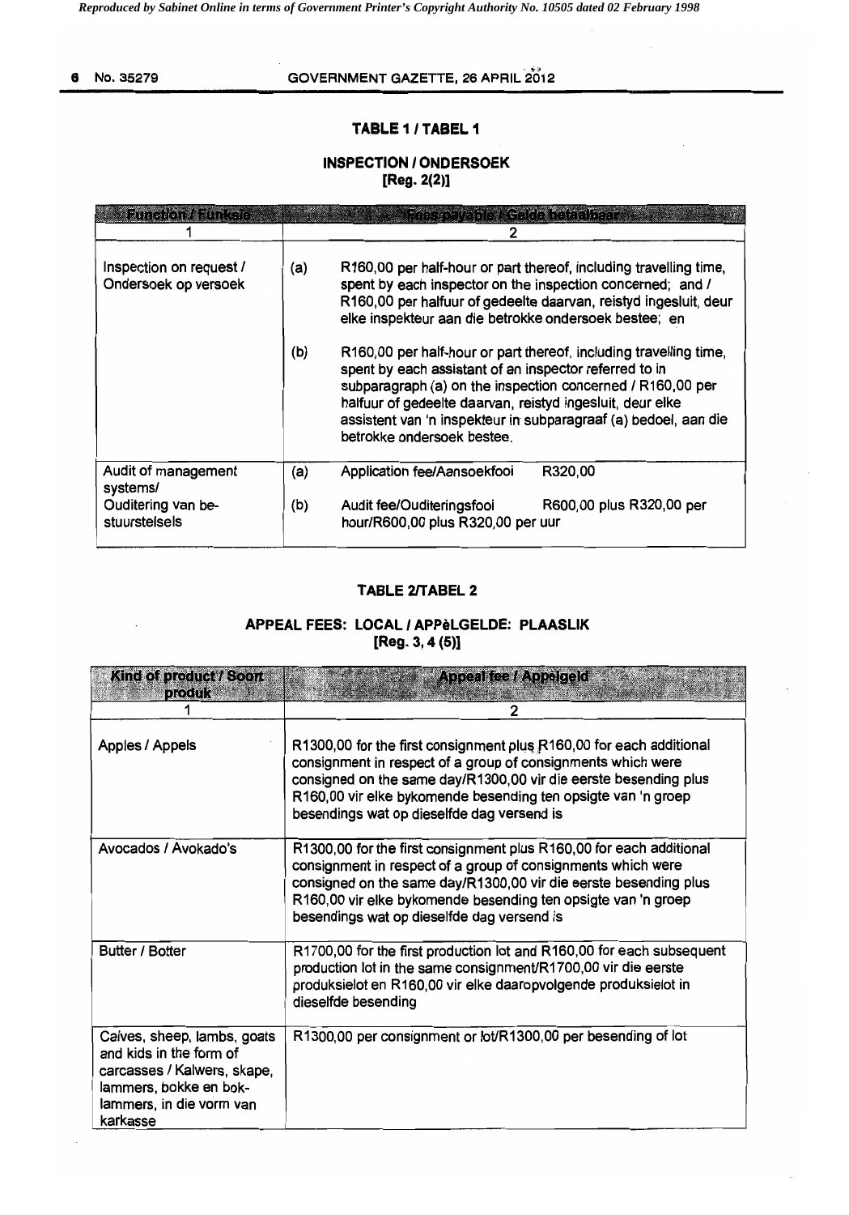## TABLE 1 / TABEL 1

### INSPECTION / ONDERSOEK
**[Reg. 2(2)]**

| Function / Funksie | Fees payable / Gelde betaalbaar |
|---|---|
| 1 | 2 |
| Inspection on request / Ondersoek op versoek | (a) R160,00 per half-hour or part thereof, including travelling time, spent by each inspector on the inspection concerned; and / R160,00 per halfuur of gedeelte daarvan, reistyd ingesluit, deur elke inspekteur aan die betrokke ondersoek bestee; en<br>(b) R160,00 per half-hour or part thereof, including travelling time, spent by each assistant of an inspector referred to in subparagraph (a) on the inspection concerned / R160,00 per halfuur of gedeelte daarvan, reistyd ingesluit, deur elke assistent van 'n inspekteur in subparagraaf (a) bedoel, aan die betrokke ondersoek bestee. |
| Audit of management systems/ Ouditering van be-stuurstelsels | (a) Application fee/Aansoekfooi R320,00<br>(b) Audit fee/Ouditeringsfooi R600,00 plus R320,00 per hour/R600,00 plus R320,00 per uur |

## TABLE 2/TABEL 2

### APPEAL FEES: LOCAL / APPèLGELDE: PLAASLIK
**[Reg. 3, 4 (5)]**

| Kind of product / Soort produk | Appeal fee / Appelgeld |
|---|---|
| 1 | 2 |
| Apples / Appels | R1300,00 for the first consignment plus R160,00 for each additional consignment in respect of a group of consignments which were consigned on the same day/R1300,00 vir die eerste besending plus R160,00 vir elke bykomende besending ten opsigte van 'n groep besendings wat op dieselfde dag versend is |
| Avocados / Avokado's | R1300,00 for the first consignment plus R160,00 for each additional consignment in respect of a group of consignments which were consigned on the same day/R1300,00 vir die eerste besending plus R160,00 vir elke bykomende besending ten opsigte van 'n groep besendings wat op dieselfde dag versend is |
| Butter / Botter | R1700,00 for the first production lot and R160,00 for each subsequent production lot in the same consignment/R1700,00 vir die eerste produksielot en R160,00 vir elke daaropvolgende produksielot in dieselfde besending |
| Calves, sheep, lambs, goats and kids in the form of carcasses / Kalwers, skape, lammers, bokke en bok-lammers, in die vorm van karkasse | R1300,00 per consignment or lot/R1300,00 per besending of lot |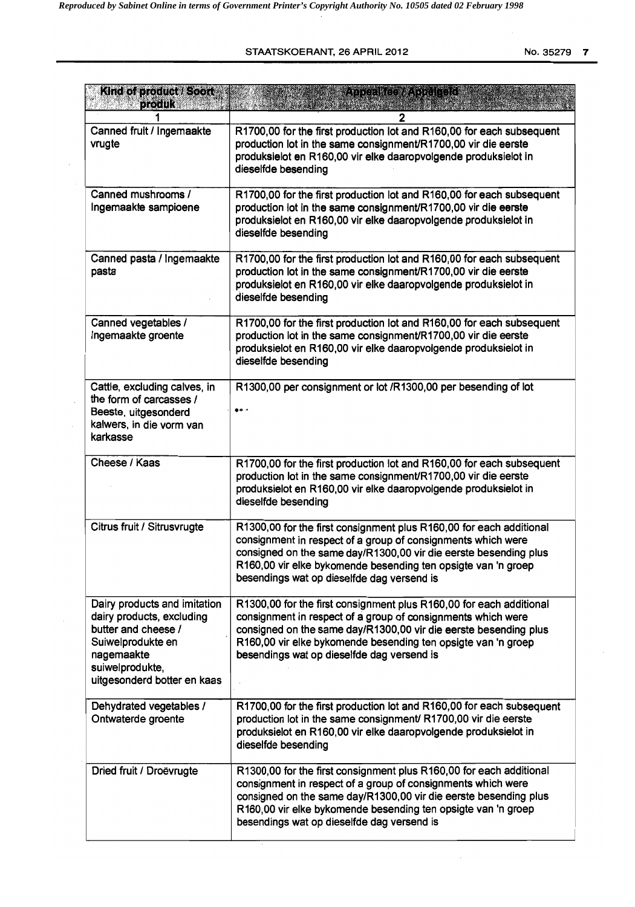| Kind of product / Soort produk | Appeal fee / Appèlgeld |
|---|---|
| 1 | 2 |
| Canned fruit / Ingemaakte vrugte | R1700,00 for the first production lot and R160,00 for each subsequent production lot in the same consignment/R1700,00 vir die eerste produksielot en R160,00 vir elke daaropvolgende produksielot in dieselfde besending |
| Canned mushrooms / Ingemaakte sampioene | R1700,00 for the first production lot and R160,00 for each subsequent production lot in the same consignment/R1700,00 vir die eerste produksielot en R160,00 vir elke daaropvolgende produksielot in dieselfde besending |
| Canned pasta / Ingemaakte pasta | R1700,00 for the first production lot and R160,00 for each subsequent production lot in the same consignment/R1700,00 vir die eerste produksielot en R160,00 vir elke daaropvolgende produksielot in dieselfde besending |
| Canned vegetables / Ingemaakte groente | R1700,00 for the first production lot and R160,00 for each subsequent production lot in the same consignment/R1700,00 vir die eerste produksielot en R160,00 vir elke daaropvolgende produksielot in dieselfde besending |
| Cattle, excluding calves, in the form of carcasses / Beeste, uitgesonderd kalwers, in die vorm van karkasse | R1300,00 per consignment or lot /R1300,00 per besending of lot |
| Cheese / Kaas | R1700,00 for the first production lot and R160,00 for each subsequent production lot in the same consignment/R1700,00 vir die eerste produksielot en R160,00 vir elke daaropvolgende produksielot in dieselfde besending |
| Citrus fruit / Sitrusvrugte | R1300,00 for the first consignment plus R160,00 for each additional consignment in respect of a group of consignments which were consigned on the same day/R1300,00 vir die eerste besending plus R160,00 vir elke bykomende besending ten opsigte van 'n groep besendings wat op dieselfde dag versend is |
| Dairy products and imitation dairy products, excluding butter and cheese / Suiwelprodukte en nagemaakte suiwelprodukte, uitgesonderd botter en kaas | R1300,00 for the first consignment plus R160,00 for each additional consignment in respect of a group of consignments which were consigned on the same day/R1300,00 vir die eerste besending plus R160,00 vir elke bykomende besending ten opsigte van 'n groep besendings wat op dieselfde dag versend is |
| Dehydrated vegetables / Ontwaterde groente | R1700,00 for the first production lot and R160,00 for each subsequent production lot in the same consignment/ R1700,00 vir die eerste produksielot en R160,00 vir elke daaropvolgende produksielot in dieselfde besending |
| Dried fruit / Droëvrugte | R1300,00 for the first consignment plus R160,00 for each additional consignment in respect of a group of consignments which were consigned on the same day/R1300,00 vir die eerste besending plus R160,00 vir elke bykomende besending ten opsigte van 'n groep besendings wat op dieselfde dag versend is |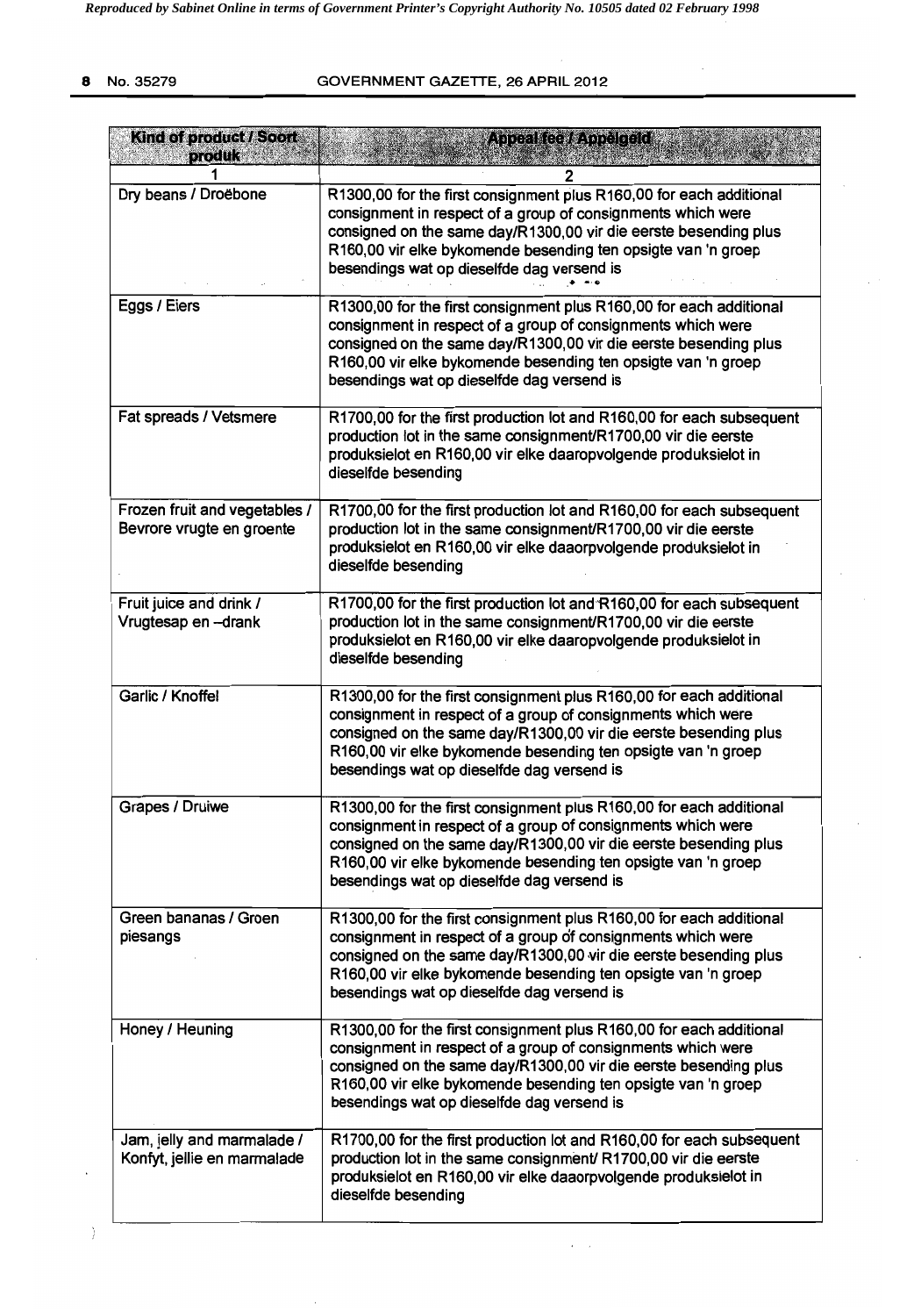| Kind of product / Soort produk | Appeal fee / Appelgeld |
|---|---|
| 1 | 2 |
| Dry beans / Droëbone | R1300,00 for the first consignment plus R160,00 for each additional consignment in respect of a group of consignments which were consigned on the same day/R1300,00 vir die eerste besending plus R160,00 vir elke bykomende besending ten opsigte van 'n groep besendings wat op dieselfde dag versend is |
| Eggs / Eiers | R1300,00 for the first consignment plus R160,00 for each additional consignment in respect of a group of consignments which were consigned on the same day/R1300,00 vir die eerste besending plus R160,00 vir elke bykomende besending ten opsigte van 'n groep besendings wat op dieselfde dag versend is |
| Fat spreads / Vetsmere | R1700,00 for the first production lot and R160,00 for each subsequent production lot in the same consignment/R1700,00 vir die eerste produksielot en R160,00 vir elke daaropvolgende produksielot in dieselfde besending |
| Frozen fruit and vegetables / Bevrore vrugte en groente | R1700,00 for the first production lot and R160,00 for each subsequent production lot in the same consignment/R1700,00 vir die eerste produksielot en R160,00 vir elke daaorpvolgende produksielot in dieselfde besending |
| Fruit juice and drink / Vrugtesap en –drank | R1700,00 for the first production lot and R160,00 for each subsequent production lot in the same consignment/R1700,00 vir die eerste produksielot en R160,00 vir elke daaropvolgende produksielot in dieselfde besending |
| Garlic / Knoffel | R1300,00 for the first consignment plus R160,00 for each additional consignment in respect of a group of consignments which were consigned on the same day/R1300,00 vir die eerste besending plus R160,00 vir elke bykomende besending ten opsigte van 'n groep besendings wat op dieselfde dag versend is |
| Grapes / Druiwe | R1300,00 for the first consignment plus R160,00 for each additional consignment in respect of a group of consignments which were consigned on the same day/R1300,00 vir die eerste besending plus R160,00 vir elke bykomende besending ten opsigte van 'n groep besendings wat op dieselfde dag versend is |
| Green bananas / Groen piesangs | R1300,00 for the first consignment plus R160,00 for each additional consignment in respect of a group of consignments which were consigned on the same day/R1300,00 vir die eerste besending plus R160,00 vir elke bykomende besending ten opsigte van 'n groep besendings wat op dieselfde dag versend is |
| Honey / Heuning | R1300,00 for the first consignment plus R160,00 for each additional consignment in respect of a group of consignments which were consigned on the same day/R1300,00 vir die eerste besending plus R160,00 vir elke bykomende besending ten opsigte van 'n groep besendings wat op dieselfde dag versend is |
| Jam, jelly and marmalade / Konfyt, jellie en marmalade | R1700,00 for the first production lot and R160,00 for each subsequent production lot in the same consignment/ R1700,00 vir die eerste produksielot en R160,00 vir elke daaorpvolgende produksielot in dieselfde besending |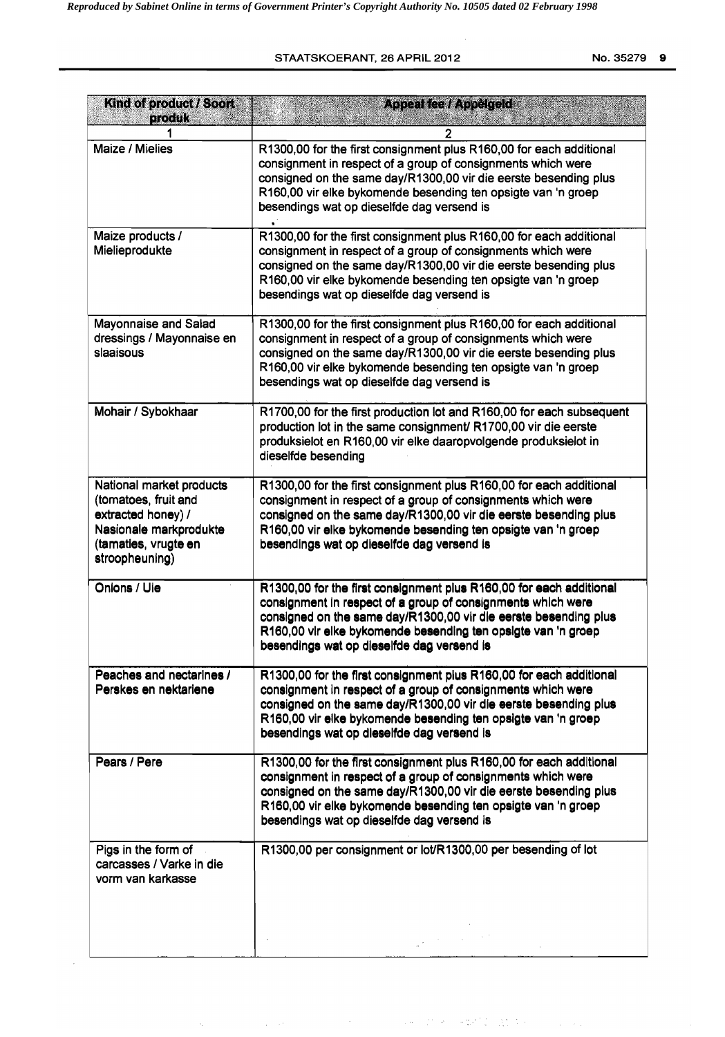| Kind of product / Soort produk | Appeal fee / Appèlgeld |
|---|---|
| 1 | 2 |
| Maize / Mielies | R1300,00 for the first consignment plus R160,00 for each additional consignment in respect of a group of consignments which were consigned on the same day/R1300,00 vir die eerste besending plus R160,00 vir elke bykomende besending ten opsigte van 'n groep besendings wat op dieselfde dag versend is |
| Maize products / Mielieprodukte | R1300,00 for the first consignment plus R160,00 for each additional consignment in respect of a group of consignments which were consigned on the same day/R1300,00 vir die eerste besending plus R160,00 vir elke bykomende besending ten opsigte van 'n groep besendings wat op dieselfde dag versend is |
| Mayonnaise and Salad dressings / Mayonnaise en slaaisous | R1300,00 for the first consignment plus R160,00 for each additional consignment in respect of a group of consignments which were consigned on the same day/R1300,00 vir die eerste besending plus R160,00 vir elke bykomende besending ten opsigte van 'n groep besendings wat op dieselfde dag versend is |
| Mohair / Sybokhaar | R1700,00 for the first production lot and R160,00 for each subsequent production lot in the same consignment/ R1700,00 vir die eerste produksielot en R160,00 vir elke daaropvolgende produksielot in dieselfde besending |
| National market products (tomatoes, fruit and extracted honey) / Nasionale markprodukte (tamaties, vrugte en stroopheuning) | R1300,00 for the first consignment plus R160,00 for each additional consignment in respect of a group of consignments which were consigned on the same day/R1300,00 vir die eerste besending plus R160,00 vir elke bykomende besending ten opsigte van 'n groep besendings wat op dieselfde dag versend is |
| Onions / Uie | R1300,00 for the first consignment plus R160,00 for each additional consignment in respect of a group of consignments which were consigned on the same day/R1300,00 vir die eerste besending plus R160,00 vir elke bykomende besending ten opsigte van 'n groep besendings wat op dieselfde dag versend is |
| Peaches and nectarines / Perskes en nektariene | R1300,00 for the first consignment plus R160,00 for each additional consignment in respect of a group of consignments which were consigned on the same day/R1300,00 vir die eerste besending plus R160,00 vir elke bykomende besending ten opsigte van 'n groep besendings wat op dieselfde dag versend is |
| Pears / Pere | R1300,00 for the first consignment plus R160,00 for each additional consignment in respect of a group of consignments which were consigned on the same day/R1300,00 vir die eerste besending plus R160,00 vir elke bykomende besending ten opsigte van 'n groep besendings wat op dieselfde dag versend is |
| Pigs in the form of carcasses / Varke in die vorm van karkasse | R1300,00 per consignment or lot/R1300,00 per besending of lot |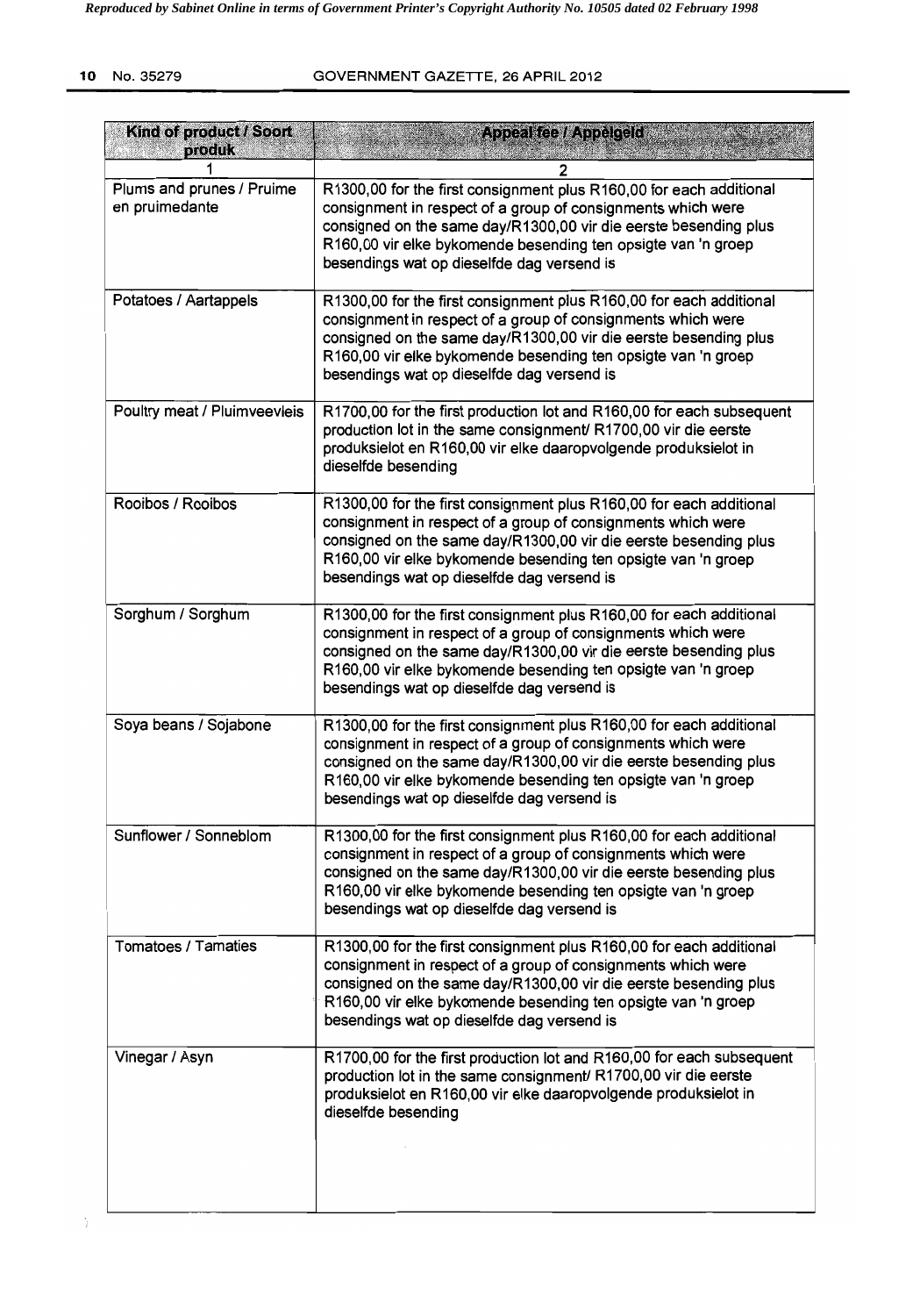| Kind of product / Soort produk | Appeal fee / Appelgeld |
|---|---|
| 1 | 2 |
| Plums and prunes / Pruime en pruimedante | R1300,00 for the first consignment plus R160,00 for each additional consignment in respect of a group of consignments which were consigned on the same day/R1300,00 vir die eerste besending plus R160,00 vir elke bykomende besending ten opsigte van 'n groep besendings wat op dieselfde dag versend is |
| Potatoes / Aartappels | R1300,00 for the first consignment plus R160,00 for each additional consignment in respect of a group of consignments which were consigned on the same day/R1300,00 vir die eerste besending plus R160,00 vir elke bykomende besending ten opsigte van 'n groep besendings wat op dieselfde dag versend is |
| Poultry meat / Pluimveevleis | R1700,00 for the first production lot and R160,00 for each subsequent production lot in the same consignment/ R1700,00 vir die eerste produksielot en R160,00 vir elke daaropvolgende produksielot in dieselfde besending |
| Rooibos / Rooibos | R1300,00 for the first consignment plus R160,00 for each additional consignment in respect of a group of consignments which were consigned on the same day/R1300,00 vir die eerste besending plus R160,00 vir elke bykomende besending ten opsigte van 'n groep besendings wat op dieselfde dag versend is |
| Sorghum / Sorghum | R1300,00 for the first consignment plus R160,00 for each additional consignment in respect of a group of consignments which were consigned on the same day/R1300,00 vir die eerste besending plus R160,00 vir elke bykomende besending ten opsigte van 'n groep besendings wat op dieselfde dag versend is |
| Soya beans / Sojabone | R1300,00 for the first consignment plus R160,00 for each additional consignment in respect of a group of consignments which were consigned on the same day/R1300,00 vir die eerste besending plus R160,00 vir elke bykomende besending ten opsigte van 'n groep besendings wat op dieselfde dag versend is |
| Sunflower / Sonneblom | R1300,00 for the first consignment plus R160,00 for each additional consignment in respect of a group of consignments which were consigned on the same day/R1300,00 vir die eerste besending plus R160,00 vir elke bykomende besending ten opsigte van 'n groep besendings wat op dieselfde dag versend is |
| Tomatoes / Tamaties | R1300,00 for the first consignment plus R160,00 for each additional consignment in respect of a group of consignments which were consigned on the same day/R1300,00 vir die eerste besending plus R160,00 vir elke bykomende besending ten opsigte van 'n groep besendings wat op dieselfde dag versend is |
| Vinegar / Asyn | R1700,00 for the first production lot and R160,00 for each subsequent production lot in the same consignment/ R1700,00 vir die eerste produksielot en R160,00 vir elke daaropvolgende produksielot in dieselfde besending |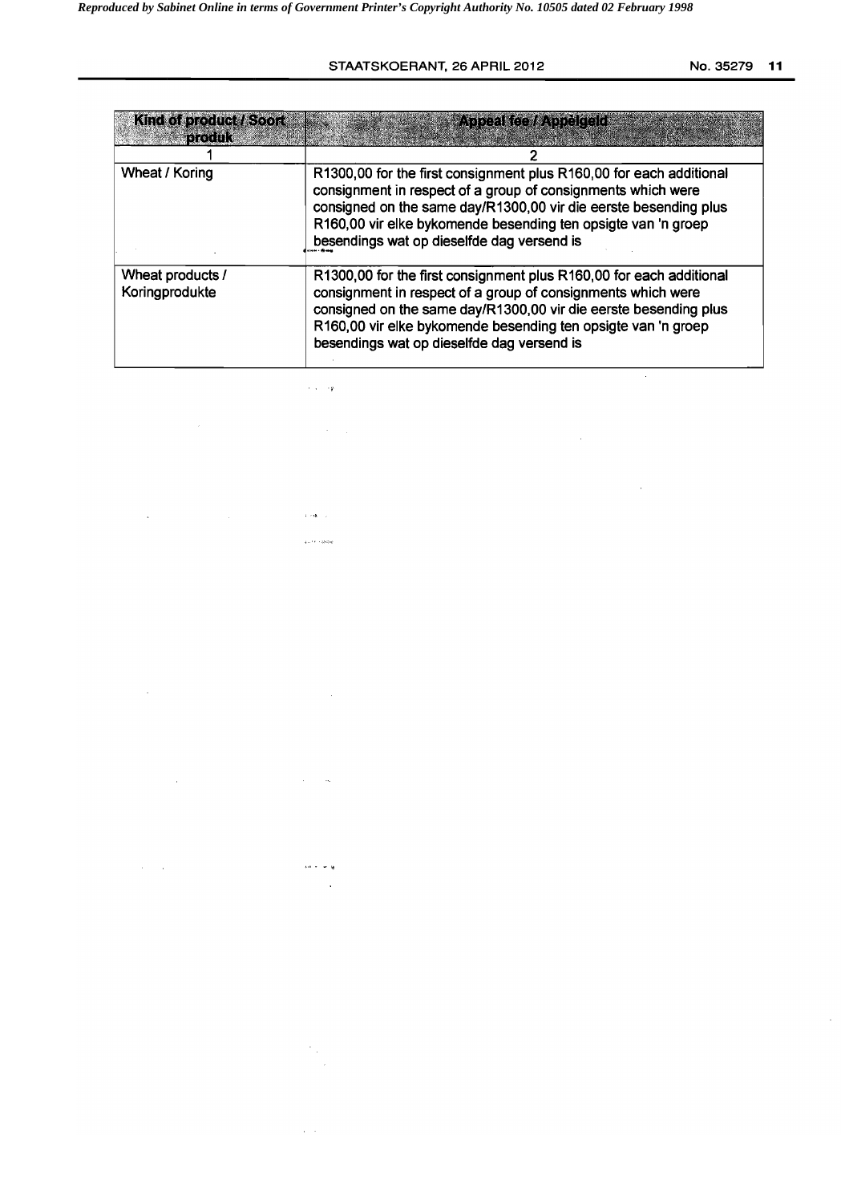| Kind of product / Soort produk | Appeal fee / Appèlgeld |
|---|---|
| 1 | 2 |
| Wheat / Koring | R1300,00 for the first consignment plus R160,00 for each additional consignment in respect of a group of consignments which were consigned on the same day/R1300,00 vir die eerste besending plus R160,00 vir elke bykomende besending ten opsigte van 'n groep besendings wat op dieselfde dag versend is |
| Wheat products / Koringprodukte | R1300,00 for the first consignment plus R160,00 for each additional consignment in respect of a group of consignments which were consigned on the same day/R1300,00 vir die eerste besending plus R160,00 vir elke bykomende besending ten opsigte van 'n groep besendings wat op dieselfde dag versend is |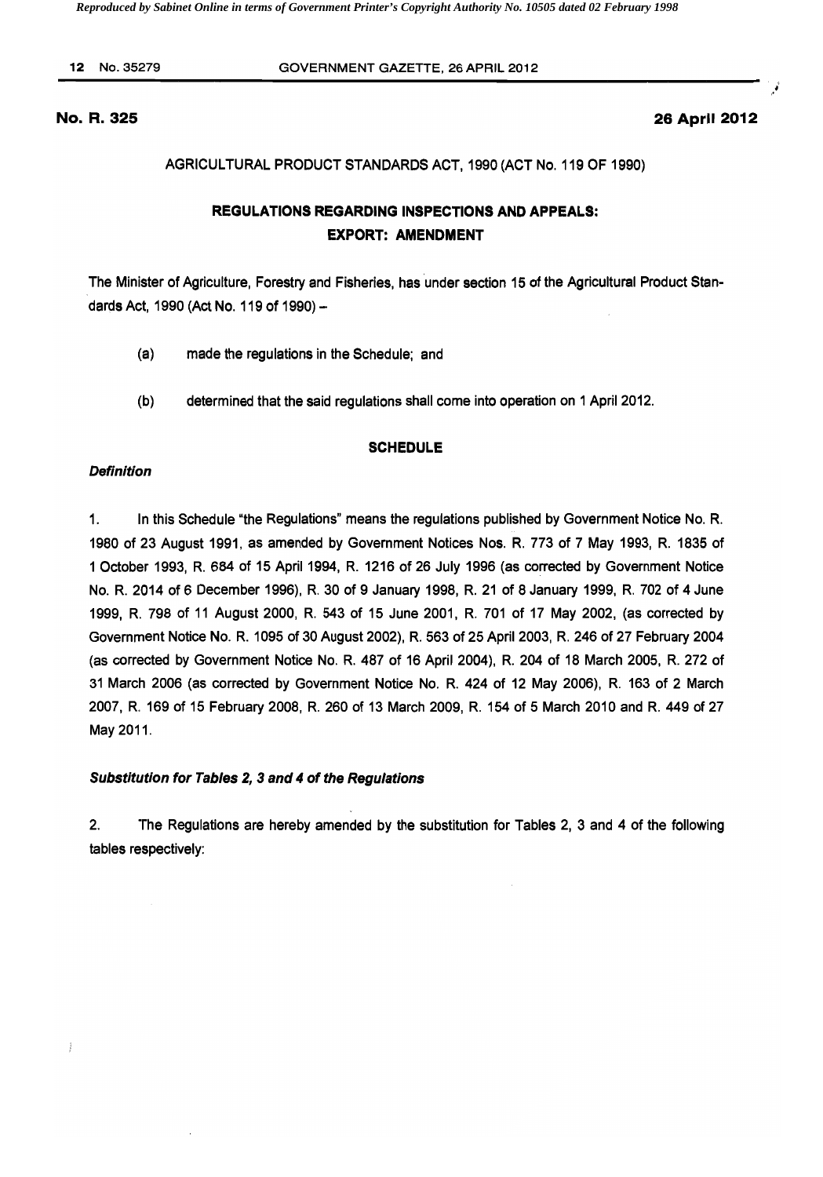**No. R. 325** **26 April 2012**

AGRICULTURAL PRODUCT STANDARDS ACT, 1990 (ACT No. 119 OF 1990)

## REGULATIONS REGARDING INSPECTIONS AND APPEALS: EXPORT: AMENDMENT

The Minister of Agriculture, Forestry and Fisheries, has under section 15 of the Agricultural Product Standards Act, 1990 (Act No. 119 of 1990) –

(a) made the regulations in the Schedule; and

(b) determined that the said regulations shall come into operation on 1 April 2012.

### SCHEDULE

***Definition***

1. In this Schedule "the Regulations" means the regulations published by Government Notice No. R. 1980 of 23 August 1991, as amended by Government Notices Nos. R. 773 of 7 May 1993, R. 1835 of 1 October 1993, R. 684 of 15 April 1994, R. 1216 of 26 July 1996 (as corrected by Government Notice No. R. 2014 of 6 December 1996), R. 30 of 9 January 1998, R. 21 of 8 January 1999, R. 702 of 4 June 1999, R. 798 of 11 August 2000, R. 543 of 15 June 2001, R. 701 of 17 May 2002, (as corrected by Government Notice No. R. 1095 of 30 August 2002), R. 563 of 25 April 2003, R. 246 of 27 February 2004 (as corrected by Government Notice No. R. 487 of 16 April 2004), R. 204 of 18 March 2005, R. 272 of 31 March 2006 (as corrected by Government Notice No. R. 424 of 12 May 2006), R. 163 of 2 March 2007, R. 169 of 15 February 2008, R. 260 of 13 March 2009, R. 154 of 5 March 2010 and R. 449 of 27 May 2011.

***Substitution for Tables 2, 3 and 4 of the Regulations***

2. The Regulations are hereby amended by the substitution for Tables 2, 3 and 4 of the following tables respectively: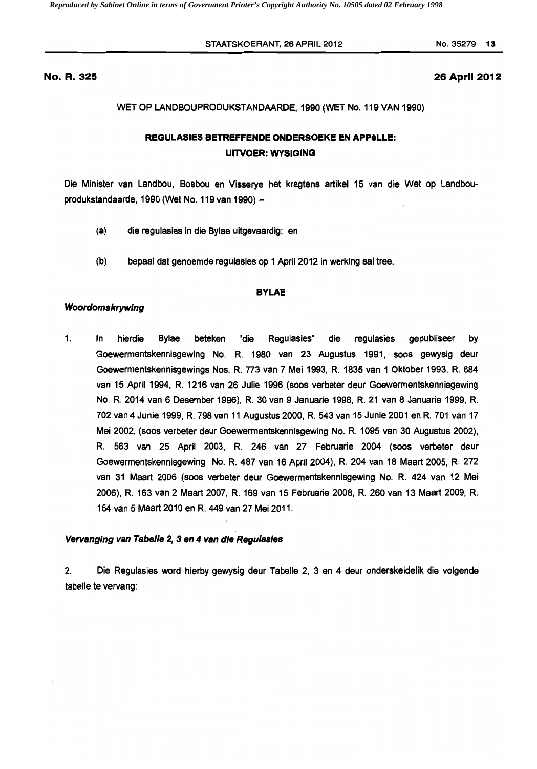**No. R. 325** **26 April 2012**

WET OP LANDBOUPRODUKSTANDAARDE, 1990 (WET No. 119 VAN 1990)

## REGULASIES BETREFFENDE ONDERSOEKE EN APPèLLE: UITVOER: WYSIGING

Die Minister van Landbou, Bosbou en Visserye het kragtens artikel 15 van die Wet op Landbouprodukstandaarde, 1990 (Wet No. 119 van 1990) –

(a) die regulasies in die Bylae uitgevaardig; en

(b) bepaal dat genoemde regulasies op 1 April 2012 in werking sal tree.

### BYLAE

***Woordomskrywing***

1. In hierdie Bylae beteken "die Regulasies" die regulasies gepubliseer by Goewermentskennisgewing No. R. 1980 van 23 Augustus 1991, soos gewysig deur Goewermentskennisgewings Nos. R. 773 van 7 Mei 1993, R. 1835 van 1 Oktober 1993, R. 684 van 15 April 1994, R. 1216 van 26 Julie 1996 (soos verbeter deur Goewermentskennisgewing No. R. 2014 van 6 Desember 1996), R. 30 van 9 Januarie 1998, R. 21 van 8 Januarie 1999, R. 702 van 4 Junie 1999, R. 798 van 11 Augustus 2000, R. 543 van 15 Junie 2001 en R. 701 van 17 Mei 2002, (soos verbeter deur Goewermentskennisgewing No. R. 1095 van 30 Augustus 2002), R. 563 van 25 April 2003, R. 246 van 27 Februarie 2004 (soos verbeter deur Goewermentskennisgewing No. R. 487 van 16 April 2004), R. 204 van 18 Maart 2005, R. 272 van 31 Maart 2006 (soos verbeter deur Goewermentskennisgewing No. R. 424 van 12 Mei 2006), R. 163 van 2 Maart 2007, R. 169 van 15 Februarie 2008, R. 260 van 13 Maart 2009, R. 154 van 5 Maart 2010 en R. 449 van 27 Mei 2011.

***Vervanging van Tabelle 2, 3 en 4 van die Regulasies***

2. Die Regulasies word hierby gewysig deur Tabelle 2, 3 en 4 deur onderskeidelik die volgende tabelle te vervang: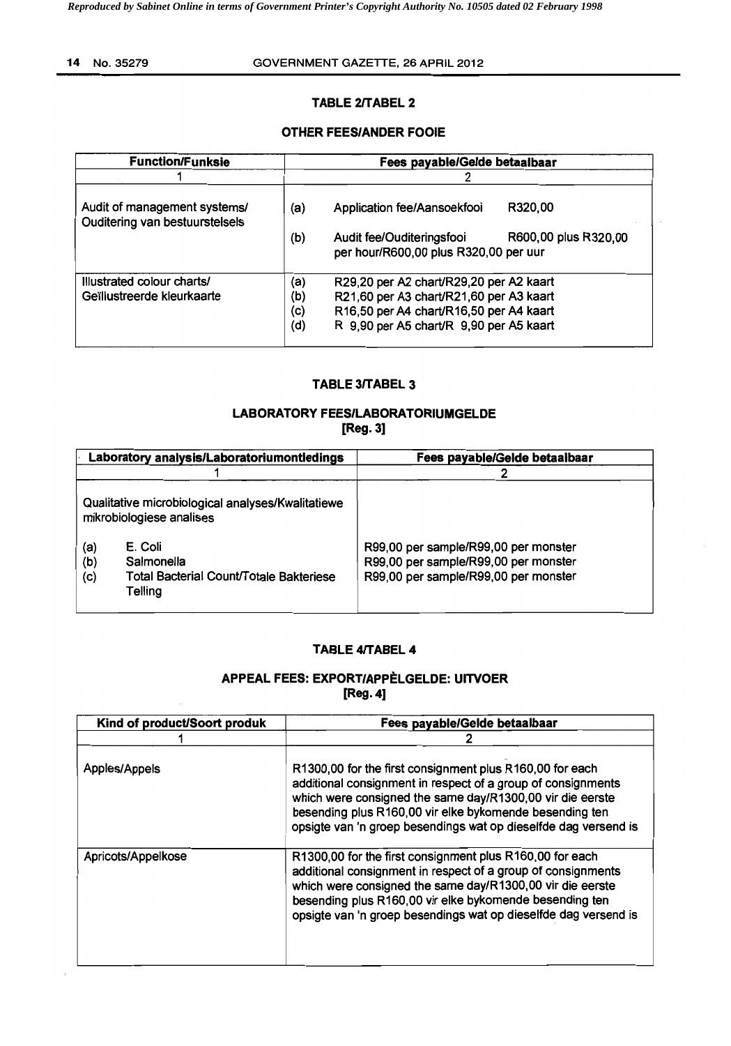## TABLE 2/TABEL 2

### OTHER FEES/ANDER FOOIE

| Function/Funksie | Fees payable/Gelde betaalbaar |
|---|---|
| 1 | 2 |
| Audit of management systems/ Ouditering van bestuurstelsels | (a) Application fee/Aansoekfooi R320,00<br>(b) Audit fee/Ouditeringsfooi R600,00 plus R320,00 per hour/R600,00 plus R320,00 per uur |
| Illustrated colour charts/ Geïllustreerde kleurkaarte | (a) R29,20 per A2 chart/R29,20 per A2 kaart<br>(b) R21,60 per A3 chart/R21,60 per A3 kaart<br>(c) R16,50 per A4 chart/R16,50 per A4 kaart<br>(d) R 9,90 per A5 chart/R 9,90 per A5 kaart |

## TABLE 3/TABEL 3

### LABORATORY FEES/LABORATORIUMGELDE [Reg. 3]

| Laboratory analysis/Laboratoriumontledings | Fees payable/Gelde betaalbaar |
|---|---|
| 1 | 2 |
| Qualitative microbiological analyses/Kwalitatiewe mikrobiologiese analises | |
| (a) E. Coli | R99,00 per sample/R99,00 per monster |
| (b) Salmonella | R99,00 per sample/R99,00 per monster |
| (c) Total Bacterial Count/Totale Bakteriese Telling | R99,00 per sample/R99,00 per monster |

## TABLE 4/TABEL 4

### APPEAL FEES: EXPORT/APPÈLGELDE: UITVOER [Reg. 4]

| Kind of product/Soort produk | Fees payable/Gelde betaalbaar |
|---|---|
| 1 | 2 |
| Apples/Appels | R1300,00 for the first consignment plus R160,00 for each additional consignment in respect of a group of consignments which were consigned the same day/R1300,00 vir die eerste besending plus R160,00 vir elke bykomende besending ten opsigte van 'n groep besendings wat op dieselfde dag versend is |
| Apricots/Appelkose | R1300,00 for the first consignment plus R160,00 for each additional consignment in respect of a group of consignments which were consigned the same day/R1300,00 vir die eerste besending plus R160,00 vir elke bykomende besending ten opsigte van 'n groep besendings wat op dieselfde dag versend is |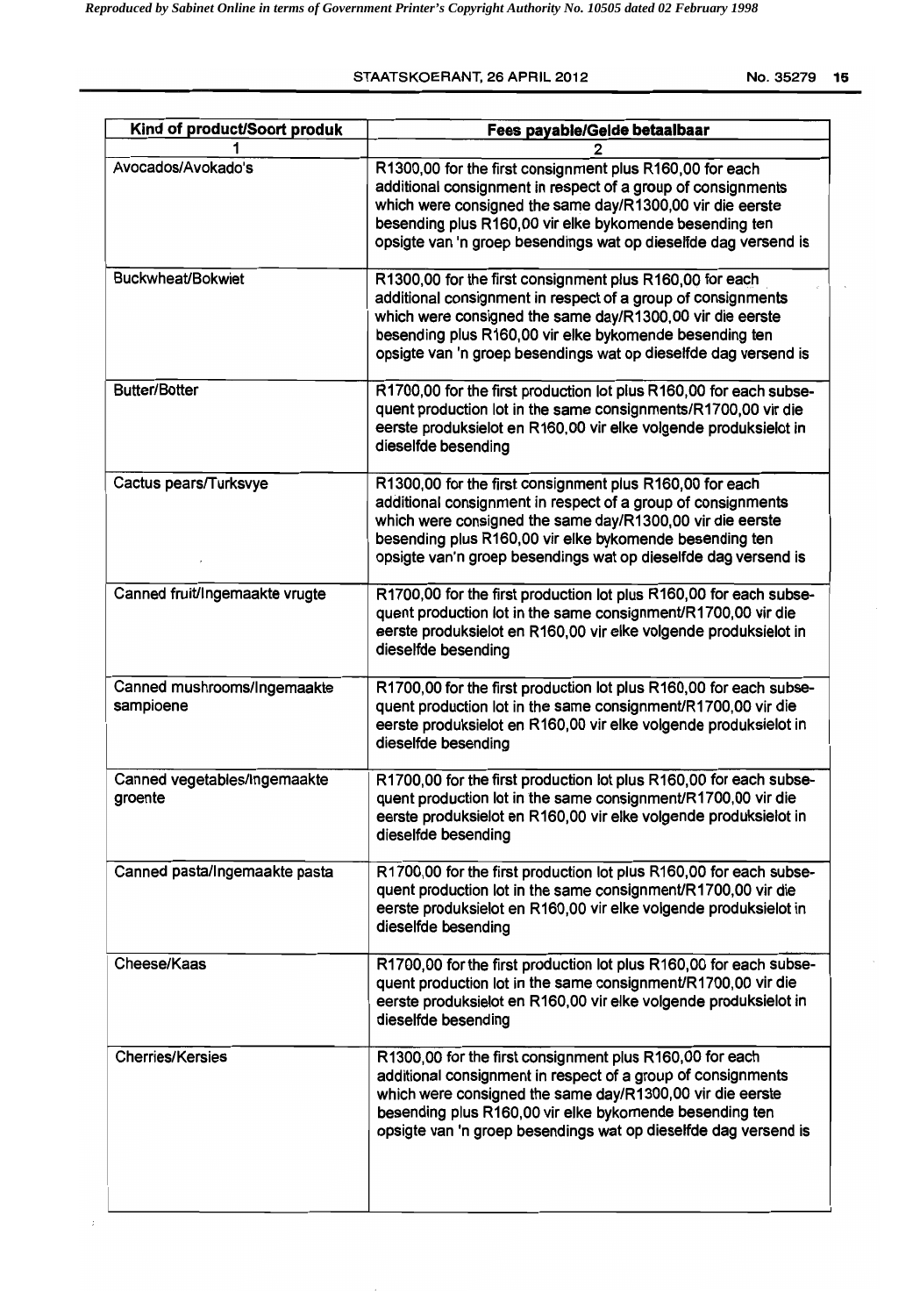| Kind of product/Soort produk | Fees payable/Gelde betaalbaar |
|---|---|
| 1 | 2 |
| Avocados/Avokado's | R1300,00 for the first consignment plus R160,00 for each additional consignment in respect of a group of consignments which were consigned the same day/R1300,00 vir die eerste besending plus R160,00 vir elke bykomende besending ten opsigte van 'n groep besendings wat op dieselfde dag versend is |
| Buckwheat/Bokwiet | R1300,00 for the first consignment plus R160,00 for each additional consignment in respect of a group of consignments which were consigned the same day/R1300,00 vir die eerste besending plus R160,00 vir elke bykomende besending ten opsigte van 'n groep besendings wat op dieselfde dag versend is |
| Butter/Botter | R1700,00 for the first production lot plus R160,00 for each subsequent production lot in the same consignments/R1700,00 vir die eerste produksielot en R160,00 vir elke volgende produksielot in dieselfde besending |
| Cactus pears/Turksvye | R1300,00 for the first consignment plus R160,00 for each additional consignment in respect of a group of consignments which were consigned the same day/R1300,00 vir die eerste besending plus R160,00 vir elke bykomende besending ten opsigte van'n groep besendings wat op dieselfde dag versend is |
| Canned fruit/Ingemaakte vrugte | R1700,00 for the first production lot plus R160,00 for each subsequent production lot in the same consignment/R1700,00 vir die eerste produksielot en R160,00 vir elke volgende produksielot in dieselfde besending |
| Canned mushrooms/Ingemaakte sampioene | R1700,00 for the first production lot plus R160,00 for each subsequent production lot in the same consignment/R1700,00 vir die eerste produksielot en R160,00 vir elke volgende produksielot in dieselfde besending |
| Canned vegetables/Ingemaakte groente | R1700,00 for the first production lot plus R160,00 for each subsequent production lot in the same consignment/R1700,00 vir die eerste produksielot en R160,00 vir elke volgende produksielot in dieselfde besending |
| Canned pasta/Ingemaakte pasta | R1700,00 for the first production lot plus R160,00 for each subsequent production lot in the same consignment/R1700,00 vir die eerste produksielot en R160,00 vir elke volgende produksielot in dieselfde besending |
| Cheese/Kaas | R1700,00 for the first production lot plus R160,00 for each subsequent production lot in the same consignment/R1700,00 vir die eerste produksielot en R160,00 vir elke volgende produksielot in dieselfde besending |
| Cherries/Kersies | R1300,00 for the first consignment plus R160,00 for each additional consignment in respect of a group of consignments which were consigned the same day/R1300,00 vir die eerste besending plus R160,00 vir elke bykomende besending ten opsigte van 'n groep besendings wat op dieselfde dag versend is |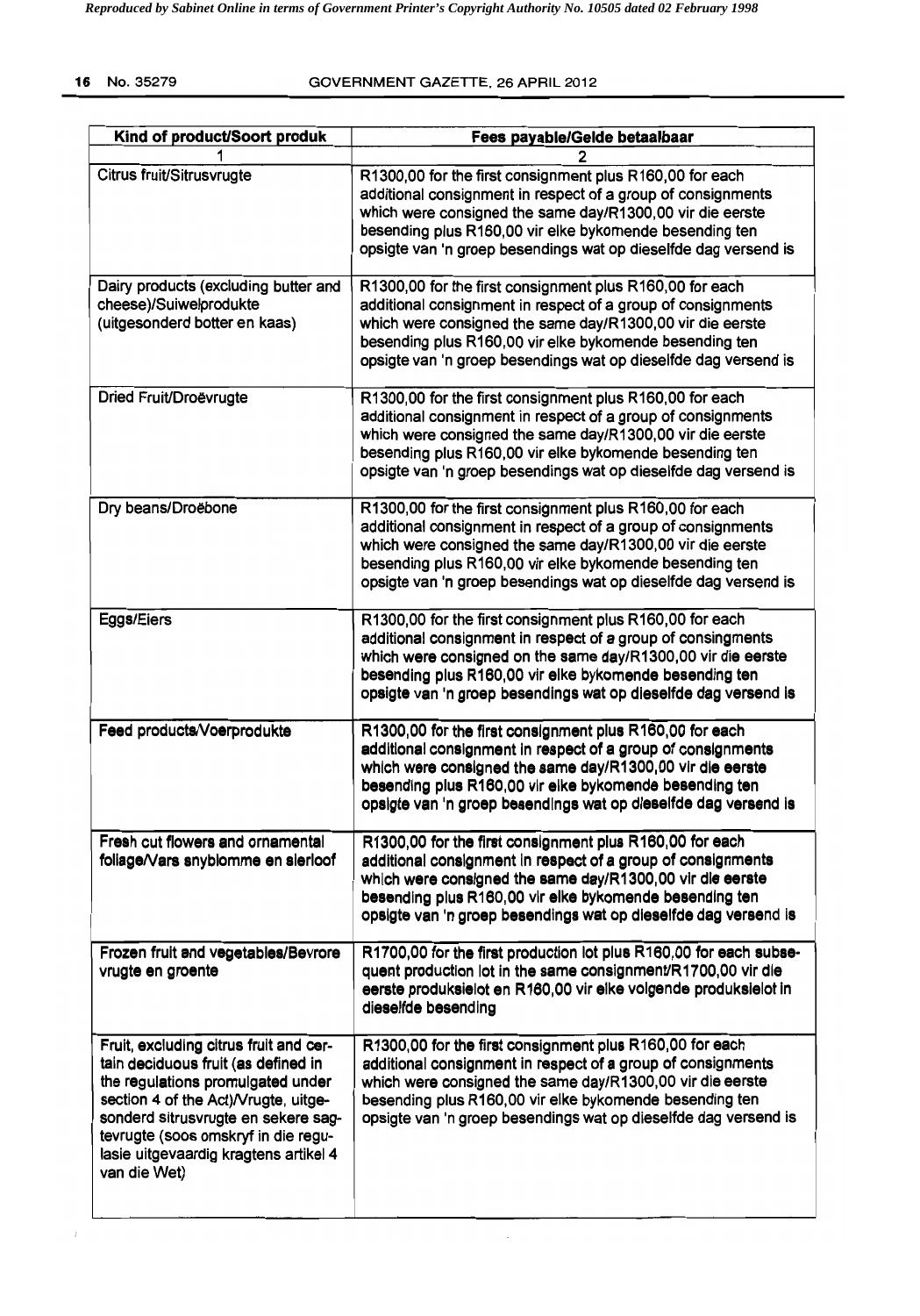| Kind of product/Soort produk | Fees payable/Gelde betaalbaar |
|---|---|
| 1 | 2 |
| Citrus fruit/Sitrusvrugte | R1300,00 for the first consignment plus R160,00 for each additional consignment in respect of a group of consignments which were consigned the same day/R1300,00 vir die eerste besending plus R160,00 vir elke bykomende besending ten opsigte van 'n groep besendings wat op dieselfde dag versend is |
| Dairy products (excluding butter and cheese)/Suiwelprodukte (uitgesonderd botter en kaas) | R1300,00 for the first consignment plus R160,00 for each additional consignment in respect of a group of consignments which were consigned the same day/R1300,00 vir die eerste besending plus R160,00 vir elke bykomende besending ten opsigte van 'n groep besendings wat op dieselfde dag versend is |
| Dried Fruit/Droëvrugte | R1300,00 for the first consignment plus R160,00 for each additional consignment in respect of a group of consignments which were consigned the same day/R1300,00 vir die eerste besending plus R160,00 vir elke bykomende besending ten opsigte van 'n groep besendings wat op dieselfde dag versend is |
| Dry beans/Droëbone | R1300,00 for the first consignment plus R160,00 for each additional consignment in respect of a group of consignments which were consigned the same day/R1300,00 vir die eerste besending plus R160,00 vir elke bykomende besending ten opsigte van 'n groep besendings wat op dieselfde dag versend is |
| Eggs/Eiers | R1300,00 for the first consignment plus R160,00 for each additional consignment in respect of a group of consingments which were consigned on the same day/R1300,00 vir die eerste besending plus R160,00 vir elke bykomende besending ten opsigte van 'n groep besendings wat op dieselfde dag versend is |
| Feed products/Voerprodukte | R1300,00 for the first consignment plus R160,00 for each additional consignment in respect of a group of consignments which were consigned the same day/R1300,00 vir die eerste besending plus R160,00 vir elke bykomende besending ten opsigte van 'n groep besendings wat op dieselfde dag versend is |
| Fresh cut flowers and ornamental foliage/Vars snyblomme en sierloof | R1300,00 for the first consignment plus R160,00 for each additional consignment in respect of a group of consignments which were consigned the same day/R1300,00 vir die eerste besending plus R160,00 vir elke bykomende besending ten opsigte van 'n groep besendings wat op dieselfde dag versend is |
| Frozen fruit and vegetables/Bevrore vrugte en groente | R1700,00 for the first production lot plus R160,00 for each subsequent production lot in the same consignment/R1700,00 vir die eerste produksielot en R160,00 vir elke volgende produksielot in dieselfde besending |
| Fruit, excluding citrus fruit and certain deciduous fruit (as defined in the regulations promulgated under section 4 of the Act)/Vrugte, uitgesonderd sitrusvrugte en sekere sagtevrugte (soos omskryf in die regulasie uitgevaardig kragtens artikel 4 van die Wet) | R1300,00 for the first consignment plus R160,00 for each additional consignment in respect of a group of consignments which were consigned the same day/R1300,00 vir die eerste besending plus R160,00 vir elke bykomende besending ten opsigte van 'n groep besendings wat op dieselfde dag versend is |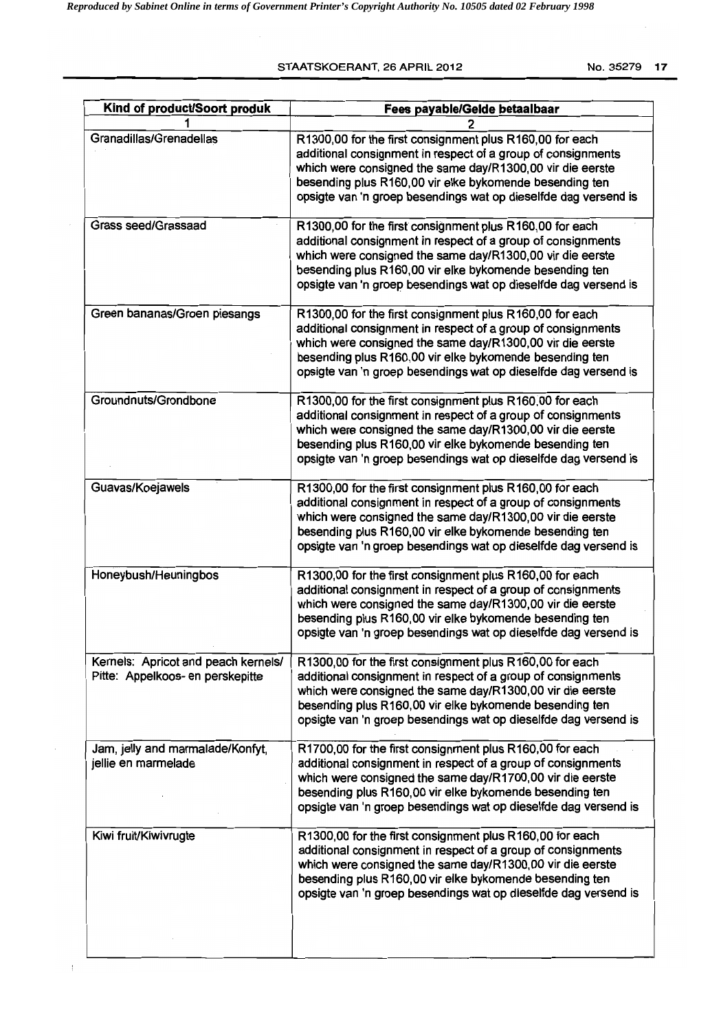| Kind of product/Soort produk | Fees payable/Gelde betaalbaar |
|---|---|
| 1 | 2 |
| Granadillas/Grenadellas | R1300,00 for the first consignment plus R160,00 for each additional consignment in respect of a group of consignments which were consigned the same day/R1300,00 vir die eerste besending plus R160,00 vir elke bykomende besending ten opsigte van 'n groep besendings wat op dieselfde dag versend is |
| Grass seed/Grassaad | R1300,00 for the first consignment plus R160,00 for each additional consignment in respect of a group of consignments which were consigned the same day/R1300,00 vir die eerste besending plus R160,00 vir elke bykomende besending ten opsigte van 'n groep besendings wat op dieselfde dag versend is |
| Green bananas/Groen piesangs | R1300,00 for the first consignment plus R160,00 for each additional consignment in respect of a group of consignments which were consigned the same day/R1300,00 vir die eerste besending plus R160,00 vir elke bykomende besending ten opsigte van 'n groep besendings wat op dieselfde dag versend is |
| Groundnuts/Grondbone | R1300,00 for the first consignment plus R160,00 for each additional consignment in respect of a group of consignments which were consigned the same day/R1300,00 vir die eerste besending plus R160,00 vir elke bykomende besending ten opsigte van 'n groep besendings wat op dieselfde dag versend is |
| Guavas/Koejawels | R1300,00 for the first consignment plus R160,00 for each additional consignment in respect of a group of consignments which were consigned the same day/R1300,00 vir die eerste besending plus R160,00 vir elke bykomende besending ten opsigte van 'n groep besendings wat op dieselfde dag versend is |
| Honeybush/Heuningbos | R1300,00 for the first consignment plus R160,00 for each additional consignment in respect of a group of consignments which were consigned the same day/R1300,00 vir die eerste besending plus R160,00 vir elke bykomende besending ten opsigte van 'n groep besendings wat op dieselfde dag versend is |
| Kernels: Apricot and peach kernels/ Pitte: Appelkoos- en perskepitte | R1300,00 for the first consignment plus R160,00 for each additional consignment in respect of a group of consignments which were consigned the same day/R1300,00 vir die eerste besending plus R160,00 vir elke bykomende besending ten opsigte van 'n groep besendings wat op dieselfde dag versend is |
| Jam, jelly and marmalade/Konfyt, jellie en marmelade | R1700,00 for the first consignment plus R160,00 for each additional consignment in respect of a group of consignments which were consigned the same day/R1700,00 vir die eerste besending plus R160,00 vir elke bykomende besending ten opsigte van 'n groep besendings wat op dieselfde dag versend is |
| Kiwi fruit/Kiwivrugte | R1300,00 for the first consignment plus R160,00 for each additional consignment in respect of a group of consignments which were consigned the same day/R1300,00 vir die eerste besending plus R160,00 vir elke bykomende besending ten opsigte van 'n groep besendings wat op dieselfde dag versend is |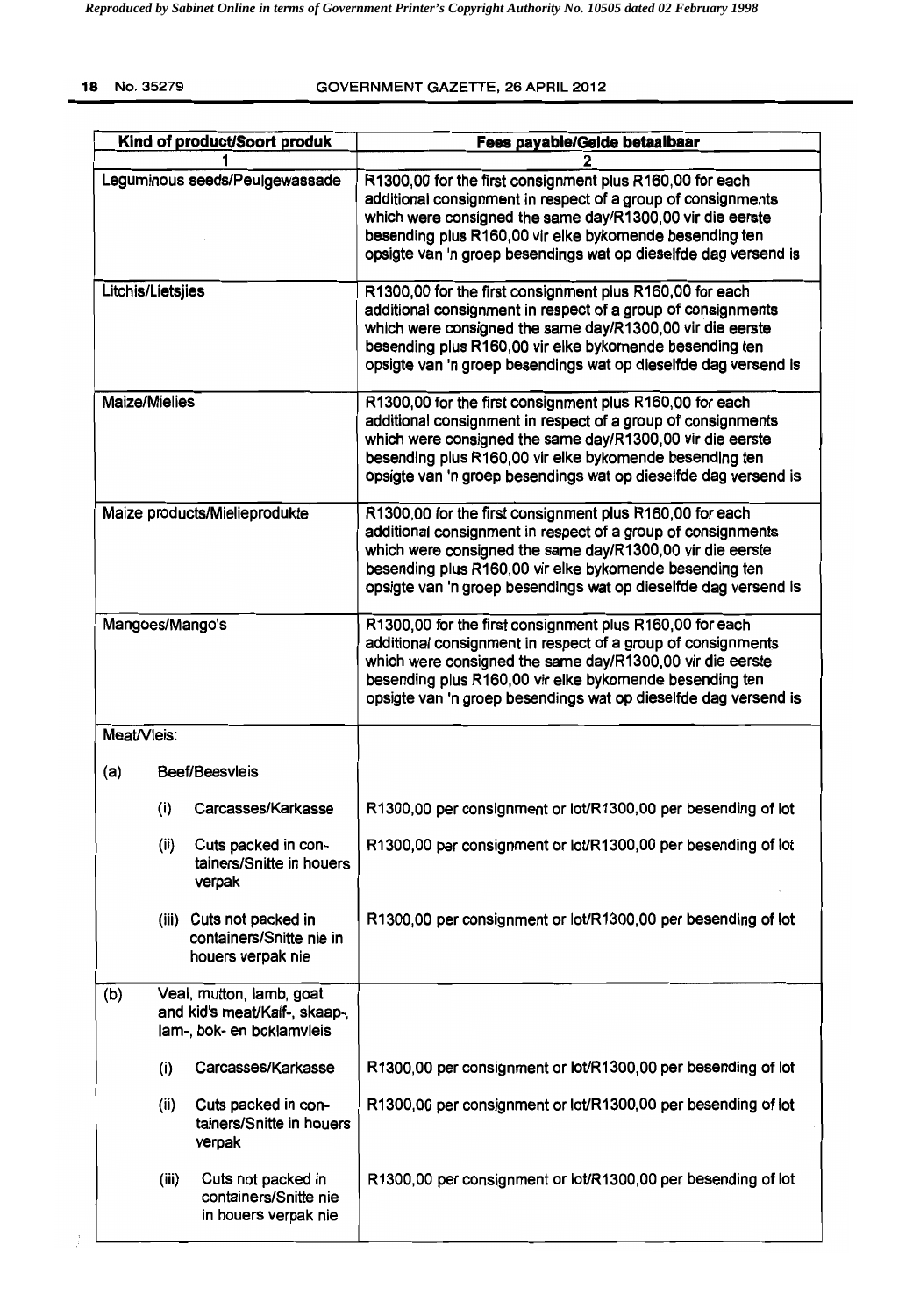| Kind of product/Soort produk | Fees payable/Gelde betaalbaar |
|---|---|
| 1 | 2 |
| Leguminous seeds/Peulgewassade | R1300,00 for the first consignment plus R160,00 for each additional consignment in respect of a group of consignments which were consigned the same day/R1300,00 vir die eerste besending plus R160,00 vir elke bykomende besending ten opsigte van 'n groep besendings wat op dieselfde dag versend is |
| Litchis/Lietsjies | R1300,00 for the first consignment plus R160,00 for each additional consignment in respect of a group of consignments which were consigned the same day/R1300,00 vir die eerste besending plus R160,00 vir elke bykomende besending ten opsigte van 'n groep besendings wat op dieselfde dag versend is |
| Maize/Mielies | R1300,00 for the first consignment plus R160,00 for each additional consignment in respect of a group of consignments which were consigned the same day/R1300,00 vir die eerste besending plus R160,00 vir elke bykomende besending ten opsigte van 'n groep besendings wat op dieselfde dag versend is |
| Maize products/Mielieprodukte | R1300,00 for the first consignment plus R160,00 for each additional consignment in respect of a group of consignments which were consigned the same day/R1300,00 vir die eerste besending plus R160,00 vir elke bykomende besending ten opsigte van 'n groep besendings wat op dieselfde dag versend is |
| Mangoes/Mango's | R1300,00 for the first consignment plus R160,00 for each additional consignment in respect of a group of consignments which were consigned the same day/R1300,00 vir die eerste besending plus R160,00 vir elke bykomende besending ten opsigte van 'n groep besendings wat op dieselfde dag versend is |
| Meat/Vleis: | |
| (a) Beef/Beesvleis | |
| (i) Carcasses/Karkasse | R1300,00 per consignment or lot/R1300,00 per besending of lot |
| (ii) Cuts packed in containers/Snitte in houers verpak | R1300,00 per consignment or lot/R1300,00 per besending of lot |
| (iii) Cuts not packed in containers/Snitte nie in houers verpak nie | R1300,00 per consignment or lot/R1300,00 per besending of lot |
| (b) Veal, mutton, lamb, goat and kid's meat/Kalf-, skaap-, lam-, bok- en boklamvleis | |
| (i) Carcasses/Karkasse | R1300,00 per consignment or lot/R1300,00 per besending of lot |
| (ii) Cuts packed in containers/Snitte in houers verpak | R1300,00 per consignment or lot/R1300,00 per besending of lot |
| (iii) Cuts not packed in containers/Snitte nie in houers verpak nie | R1300,00 per consignment or lot/R1300,00 per besending of lot |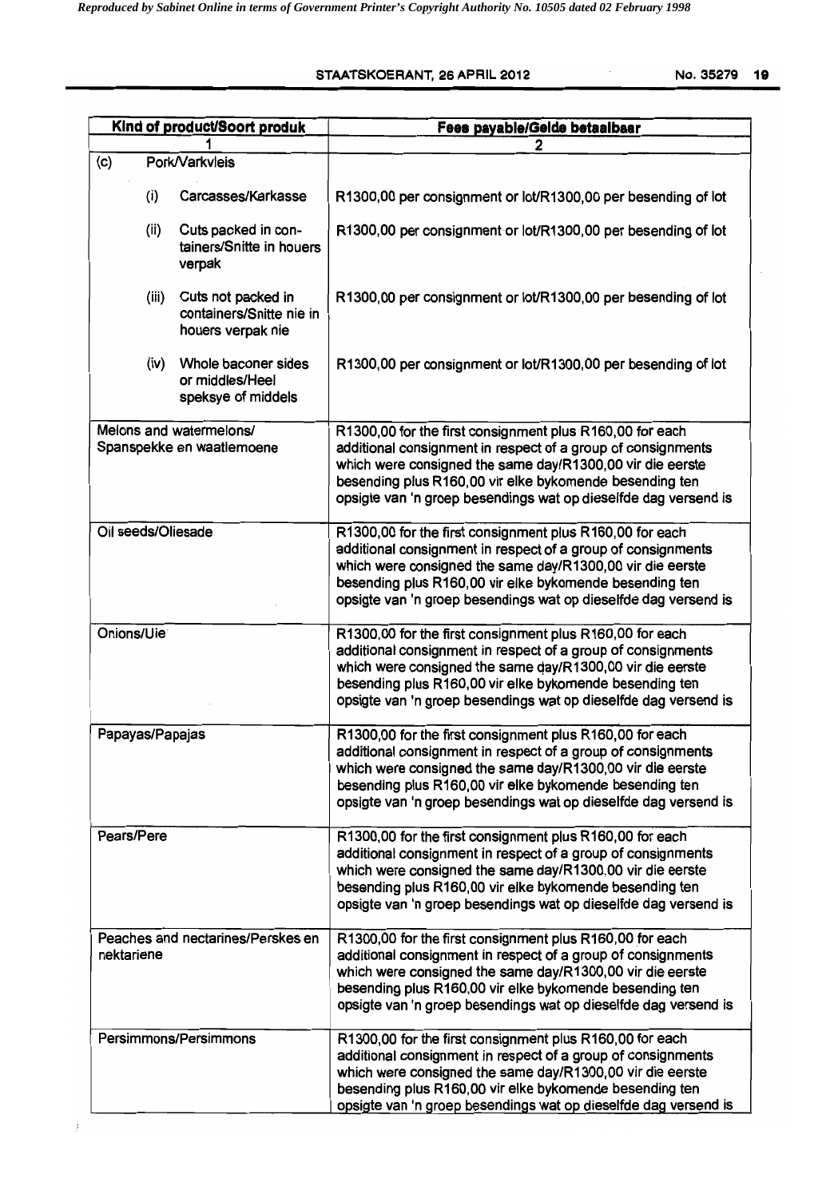| Kind of product/Soort produk | Fees payable/Gelde betaalbaar |
|---|---|
| 1 | 2 |
| (c) Pork/Varkvleis | |
| (i) Carcasses/Karkasse | R1300,00 per consignment or lot/R1300,00 per besending of lot |
| (ii) Cuts packed in containers/Snitte in houers verpak | R1300,00 per consignment or lot/R1300,00 per besending of lot |
| (iii) Cuts not packed in containers/Snitte nie in houers verpak nie | R1300,00 per consignment or lot/R1300,00 per besending of lot |
| (iv) Whole baconer sides or middles/Heel speksye of middels | R1300,00 per consignment or lot/R1300,00 per besending of lot |
| Melons and watermelons/ Spanspekke en waatlemoene | R1300,00 for the first consignment plus R160,00 for each additional consignment in respect of a group of consignments which were consigned the same day/R1300,00 vir die eerste besending plus R160,00 vir elke bykomende besending ten opsigte van 'n groep besendings wat op dieselfde dag versend is |
| Oil seeds/Oliesade | R1300,00 for the first consignment plus R160,00 for each additional consignment in respect of a group of consignments which were consigned the same day/R1300,00 vir die eerste besending plus R160,00 vir elke bykomende besending ten opsigte van 'n groep besendings wat op dieselfde dag versend is |
| Onions/Uie | R1300,00 for the first consignment plus R160,00 for each additional consignment in respect of a group of consignments which were consigned the same day/R1300,00 vir die eerste besending plus R160,00 vir elke bykomende besending ten opsigte van 'n groep besendings wat op dieselfde dag versend is |
| Papayas/Papajas | R1300,00 for the first consignment plus R160,00 for each additional consignment in respect of a group of consignments which were consigned the same day/R1300,00 vir die eerste besending plus R160,00 vir elke bykomende besending ten opsigte van 'n groep besendings wat op dieselfde dag versend is |
| Pears/Pere | R1300,00 for the first consignment plus R160,00 for each additional consignment in respect of a group of consignments which were consigned the same day/R1300.00 vir die eerste besending plus R160,00 vir elke bykomende besending ten opsigte van 'n groep besendings wat op dieselfde dag versend is |
| Peaches and nectarines/Perskes en nektariene | R1300,00 for the first consignment plus R160,00 for each additional consignment in respect of a group of consignments which were consigned the same day/R1300,00 vir die eerste besending plus R160,00 vir elke bykomende besending ten opsigte van 'n groep besendings wat op dieselfde dag versend is |
| Persimmons/Persimmons | R1300,00 for the first consignment plus R160,00 for each additional consignment in respect of a group of consignments which were consigned the same day/R1300,00 vir die eerste besending plus R160,00 vir elke bykomende besending ten opsigte van 'n groep besendings wat op dieselfde dag versend is |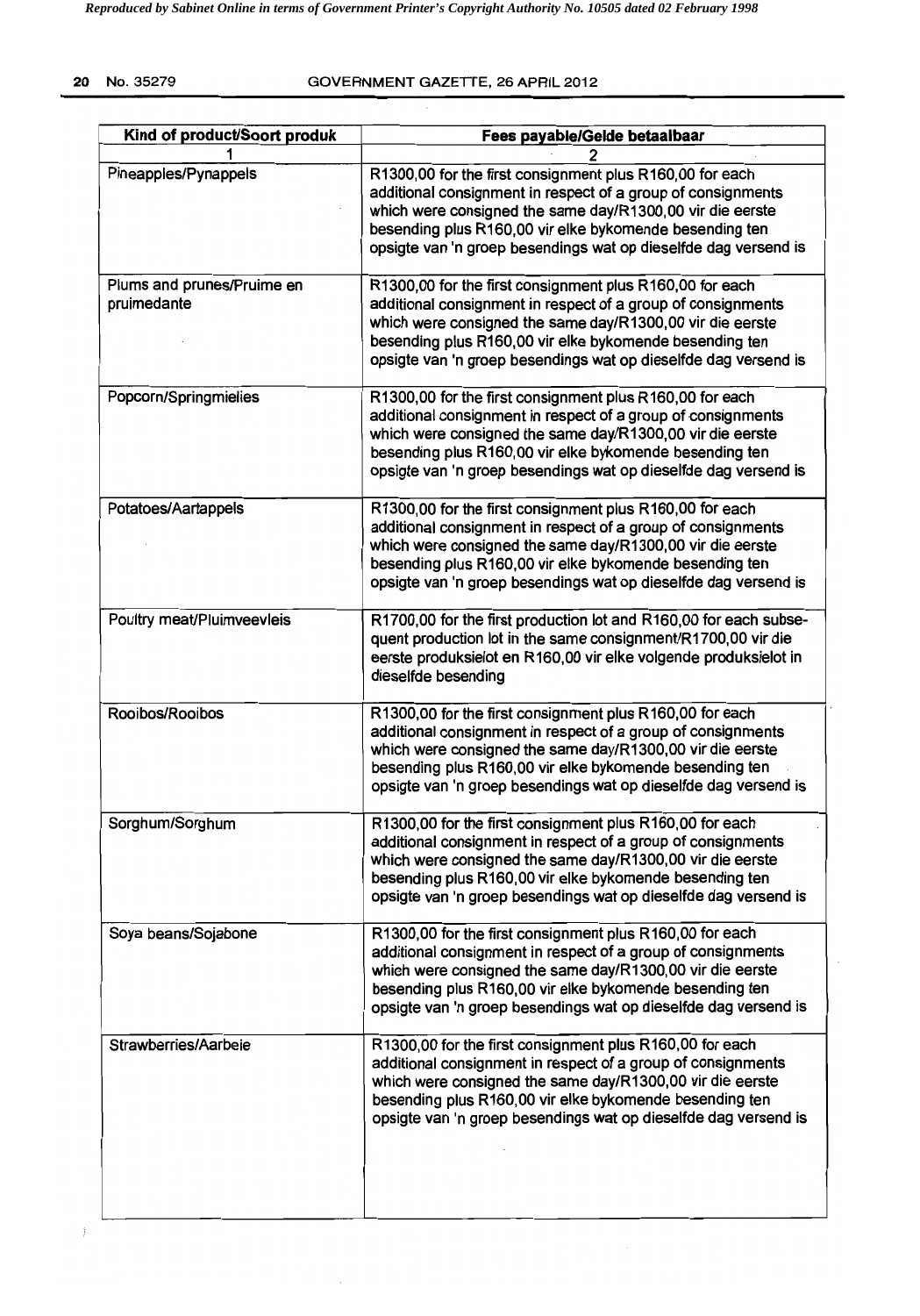| Kind of product/Soort produk | Fees payable/Gelde betaalbaar |
|---|---|
| 1 | 2 |
| Pineapples/Pynappels | R1300,00 for the first consignment plus R160,00 for each additional consignment in respect of a group of consignments which were consigned the same day/R1300,00 vir die eerste besending plus R160,00 vir elke bykomende besending ten opsigte van 'n groep besendings wat op dieselfde dag versend is |
| Plums and prunes/Pruime en pruimedante | R1300,00 for the first consignment plus R160,00 for each additional consignment in respect of a group of consignments which were consigned the same day/R1300,00 vir die eerste besending plus R160,00 vir elke bykomende besending ten opsigte van 'n groep besendings wat op dieselfde dag versend is |
| Popcorn/Springmielies | R1300,00 for the first consignment plus R160,00 for each additional consignment in respect of a group of consignments which were consigned the same day/R1300,00 vir die eerste besending plus R160,00 vir elke bykomende besending ten opsigte van 'n groep besendings wat op dieselfde dag versend is |
| Potatoes/Aartappels | R1300,00 for the first consignment plus R160,00 for each additional consignment in respect of a group of consignments which were consigned the same day/R1300,00 vir die eerste besending plus R160,00 vir elke bykomende besending ten opsigte van 'n groep besendings wat op dieselfde dag versend is |
| Poultry meat/Pluimveevleis | R1700,00 for the first production lot and R160,00 for each subsequent production lot in the same consignment/R1700,00 vir die eerste produksielot en R160,00 vir elke volgende produksielot in dieselfde besending |
| Rooibos/Rooibos | R1300,00 for the first consignment plus R160,00 for each additional consignment in respect of a group of consignments which were consigned the same day/R1300,00 vir die eerste besending plus R160,00 vir elke bykomende besending ten opsigte van 'n groep besendings wat op dieselfde dag versend is |
| Sorghum/Sorghum | R1300,00 for the first consignment plus R160,00 for each additional consignment in respect of a group of consignments which were consigned the same day/R1300,00 vir die eerste besending plus R160,00 vir elke bykomende besending ten opsigte van 'n groep besendings wat op dieselfde dag versend is |
| Soya beans/Sojabone | R1300,00 for the first consignment plus R160,00 for each additional consignment in respect of a group of consignments which were consigned the same day/R1300,00 vir die eerste besending plus R160,00 vir elke bykomende besending ten opsigte van 'n groep besendings wat op dieselfde dag versend is |
| Strawberries/Aarbeie | R1300,00 for the first consignment plus R160,00 for each additional consignment in respect of a group of consignments which were consigned the same day/R1300,00 vir die eerste besending plus R160,00 vir elke bykomende besending ten opsigte van 'n groep besendings wat op dieselfde dag versend is |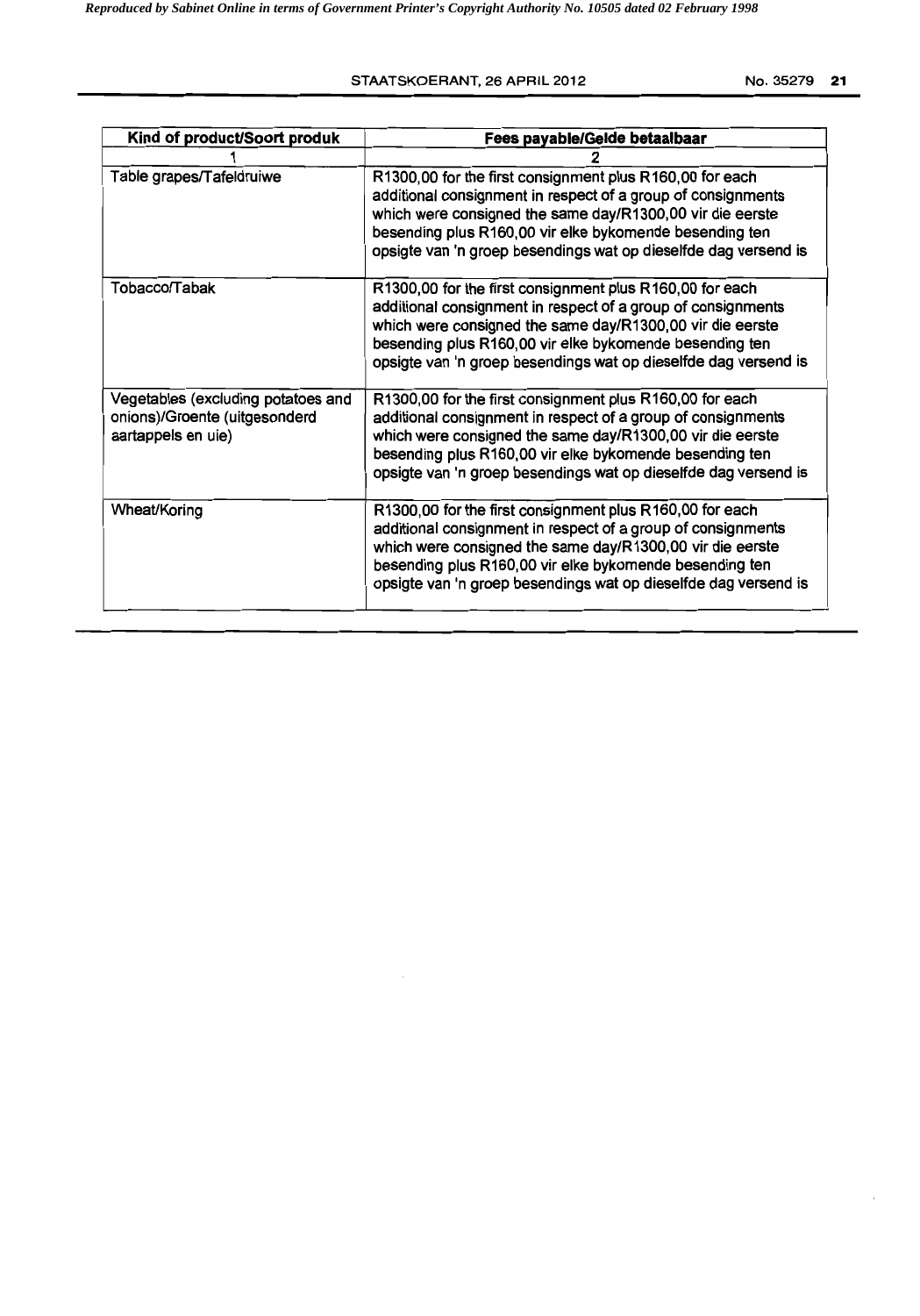| Kind of product/Soort produk | Fees payable/Gelde betaalbaar |
|---|---|
| 1 | 2 |
| Table grapes/Tafeldruiwe | R1300,00 for the first consignment plus R160,00 for each additional consignment in respect of a group of consignments which were consigned the same day/R1300,00 vir die eerste besending plus R160,00 vir elke bykomende besending ten opsigte van 'n groep besendings wat op dieselfde dag versend is |
| Tobacco/Tabak | R1300,00 for the first consignment plus R160,00 for each additional consignment in respect of a group of consignments which were consigned the same day/R1300,00 vir die eerste besending plus R160,00 vir elke bykomende besending ten opsigte van 'n groep besendings wat op dieselfde dag versend is |
| Vegetables (excluding potatoes and onions)/Groente (uitgesonderd aartappels en uie) | R1300,00 for the first consignment plus R160,00 for each additional consignment in respect of a group of consignments which were consigned the same day/R1300,00 vir die eerste besending plus R160,00 vir elke bykomende besending ten opsigte van 'n groep besendings wat op dieselfde dag versend is |
| Wheat/Koring | R1300,00 for the first consignment plus R160,00 for each additional consignment in respect of a group of consignments which were consigned the same day/R1300,00 vir die eerste besending plus R160,00 vir elke bykomende besending ten opsigte van 'n groep besendings wat op dieselfde dag versend is |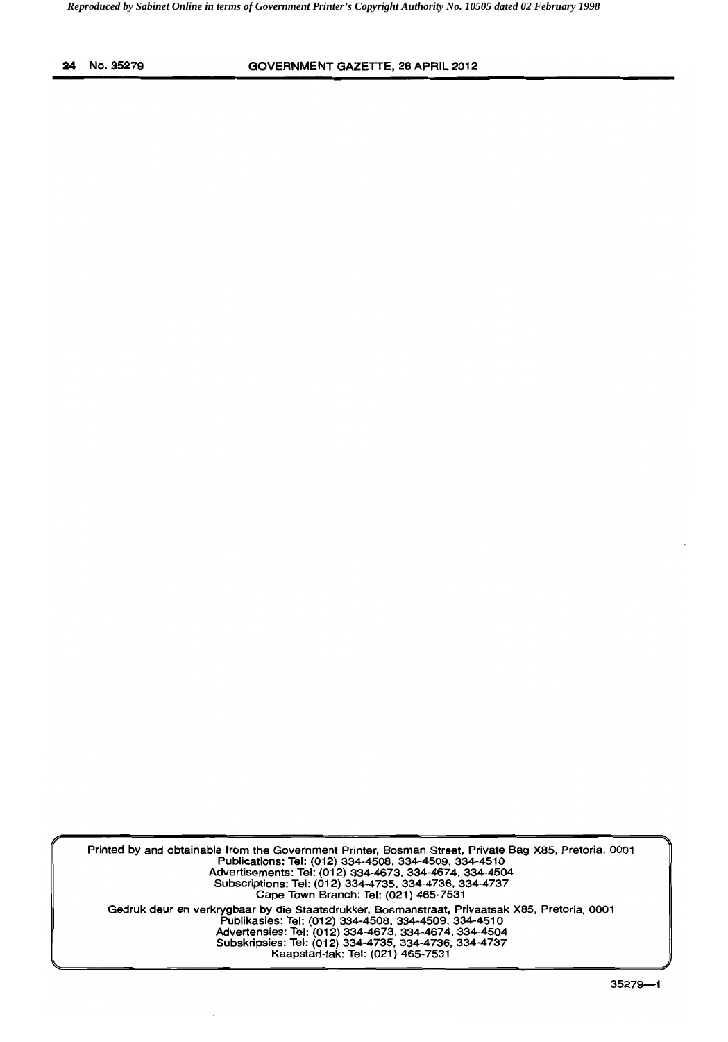Printed by and obtainable from the Government Printer, Bosman Street, Private Bag X85, Pretoria, 0001
Publications: Tel: (012) 334-4508, 334-4509, 334-4510
Advertisements: Tel: (012) 334-4673, 334-4674, 334-4504
Subscriptions: Tel: (012) 334-4735, 334-4736, 334-4737
Cape Town Branch: Tel: (021) 465-7531

Gedruk deur en verkrygbaar by die Staatsdrukker, Bosmanstraat, Privaatsak X85, Pretoria, 0001
Publikasies: Tel: (012) 334-4508, 334-4509, 334-4510
Advertensies: Tel: (012) 334-4673, 334-4674, 334-4504
Subskripsies: Tel: (012) 334-4735, 334-4736, 334-4737
Kaapstad-tak: Tel: (021) 465-7531

35279—1